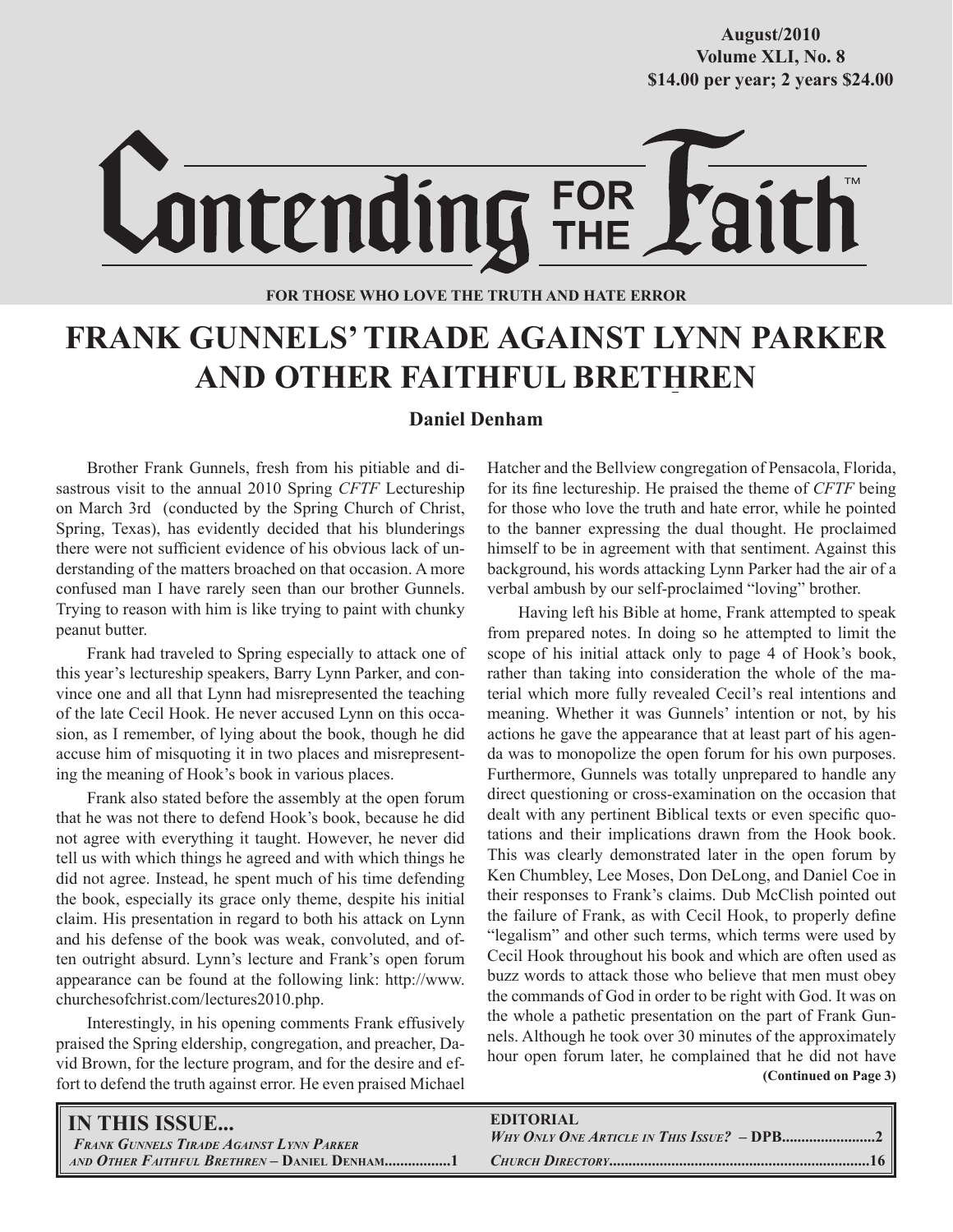August/2010
Volume XLI, No. 8
$14.00 per year; 2 years $24.00

# Contending FOR THE Faith™

**FOR THOSE WHO LOVE THE TRUTH AND HATE ERROR**

# FRANK GUNNELS' TIRADE AGAINST LYNN PARKER AND OTHER FAITHFUL BRETHREN

**Daniel Denham**

Brother Frank Gunnels, fresh from his pitiable and disastrous visit to the annual 2010 Spring *CFTF* Lectureship on March 3rd (conducted by the Spring Church of Christ, Spring, Texas), has evidently decided that his blunderings there were not sufficient evidence of his obvious lack of understanding of the matters broached on that occasion. A more confused man I have rarely seen than our brother Gunnels. Trying to reason with him is like trying to paint with chunky peanut butter.

Frank had traveled to Spring especially to attack one of this year's lectureship speakers, Barry Lynn Parker, and convince one and all that Lynn had misrepresented the teaching of the late Cecil Hook. He never accused Lynn on this occasion, as I remember, of lying about the book, though he did accuse him of misquoting it in two places and misrepresenting the meaning of Hook's book in various places.

Frank also stated before the assembly at the open forum that he was not there to defend Hook's book, because he did not agree with everything it taught. However, he never did tell us with which things he agreed and with which things he did not agree. Instead, he spent much of his time defending the book, especially its grace only theme, despite his initial claim. His presentation in regard to both his attack on Lynn and his defense of the book was weak, convoluted, and often outright absurd. Lynn's lecture and Frank's open forum appearance can be found at the following link: http://www.churchesofchrist.com/lectures2010.php.

Interestingly, in his opening comments Frank effusively praised the Spring eldership, congregation, and preacher, David Brown, for the lecture program, and for the desire and effort to defend the truth against error. He even praised Michael Hatcher and the Bellview congregation of Pensacola, Florida, for its fine lectureship. He praised the theme of *CFTF* being for those who love the truth and hate error, while he pointed to the banner expressing the dual thought. He proclaimed himself to be in agreement with that sentiment. Against this background, his words attacking Lynn Parker had the air of a verbal ambush by our self-proclaimed "loving" brother.

Having left his Bible at home, Frank attempted to speak from prepared notes. In doing so he attempted to limit the scope of his initial attack only to page 4 of Hook's book, rather than taking into consideration the whole of the material which more fully revealed Cecil's real intentions and meaning. Whether it was Gunnels' intention or not, by his actions he gave the appearance that at least part of his agenda was to monopolize the open forum for his own purposes. Furthermore, Gunnels was totally unprepared to handle any direct questioning or cross-examination on the occasion that dealt with any pertinent Biblical texts or even specific quotations and their implications drawn from the Hook book. This was clearly demonstrated later in the open forum by Ken Chumbley, Lee Moses, Don DeLong, and Daniel Coe in their responses to Frank's claims. Dub McClish pointed out the failure of Frank, as with Cecil Hook, to properly define "legalism" and other such terms, which terms were used by Cecil Hook throughout his book and which are often used as buzz words to attack those who believe that men must obey the commands of God in order to be right with God. It was on the whole a pathetic presentation on the part of Frank Gunnels. Although he took over 30 minutes of the approximately hour open forum later, he complained that he did not have

**(Continued on Page 3)**

**IN THIS ISSUE...**

*Frank Gunnels Tirade Against Lynn Parker and Other Faithful Brethren* – Daniel Denham................1

**EDITORIAL**

*Why Only One Article in This Issue?* – DPB........................2

*Church Directory*..................................................................16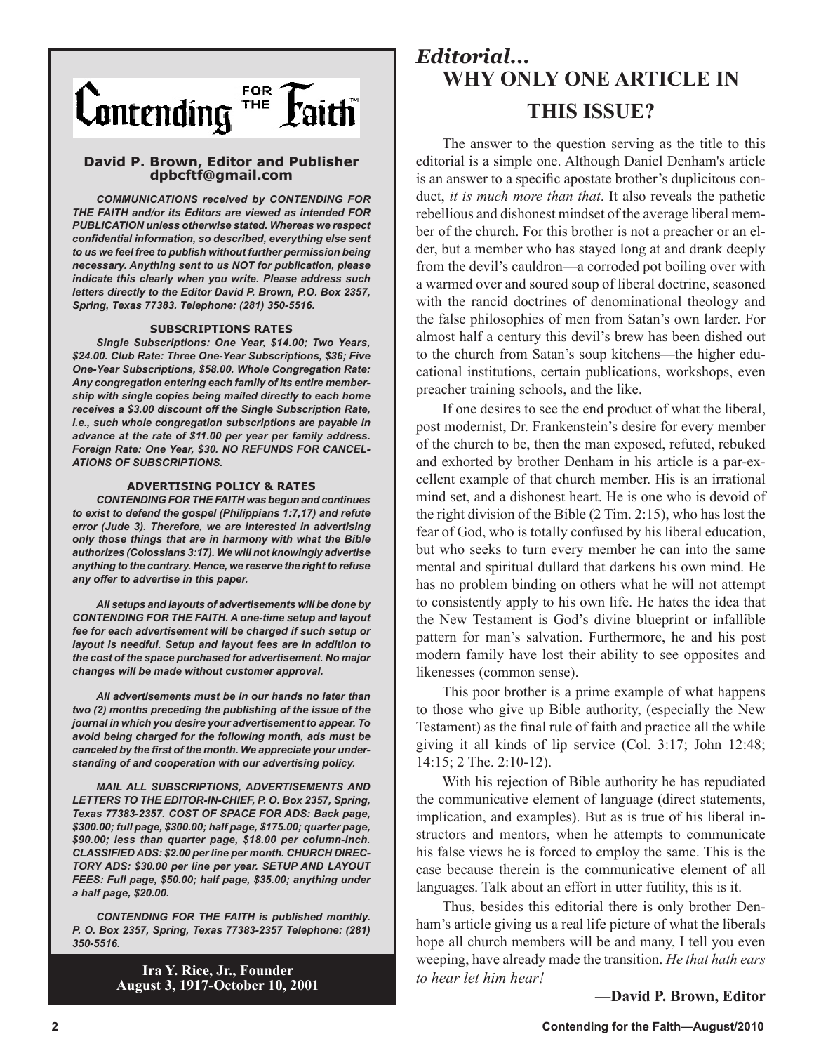# Contending FOR THE Faith

**David P. Brown, Editor and Publisher**
**dpbcftf@gmail.com**

***COMMUNICATIONS received by CONTENDING FOR THE FAITH and/or its Editors are viewed as intended FOR PUBLICATION unless otherwise stated. Whereas we respect confidential information, so described, everything else sent to us we feel free to publish without further permission being necessary. Anything sent to us NOT for publication, please indicate this clearly when you write. Please address such letters directly to the Editor David P. Brown, P.O. Box 2357, Spring, Texas 77383. Telephone: (281) 350-5516.***

**SUBSCRIPTIONS RATES**

***Single Subscriptions: One Year, $14.00; Two Years, $24.00. Club Rate: Three One-Year Subscriptions, $36; Five One-Year Subscriptions, $58.00. Whole Congregation Rate: Any congregation entering each family of its entire membership with single copies being mailed directly to each home receives a $3.00 discount off the Single Subscription Rate, i.e., such whole congregation subscriptions are payable in advance at the rate of $11.00 per year per family address. Foreign Rate: One Year, $30. NO REFUNDS FOR CANCELLATIONS OF SUBSCRIPTIONS.***

**ADVERTISING POLICY & RATES**

***CONTENDING FOR THE FAITH was begun and continues to exist to defend the gospel (Philippians 1:7,17) and refute error (Jude 3). Therefore, we are interested in advertising only those things that are in harmony with what the Bible authorizes (Colossians 3:17). We will not knowingly advertise anything to the contrary. Hence, we reserve the right to refuse any offer to advertise in this paper.***

***All setups and layouts of advertisements will be done by CONTENDING FOR THE FAITH. A one-time setup and layout fee for each advertisement will be charged if such setup or layout is needful. Setup and layout fees are in addition to the cost of the space purchased for advertisement. No major changes will be made without customer approval.***

***All advertisements must be in our hands no later than two (2) months preceding the publishing of the issue of the journal in which you desire your advertisement to appear. To avoid being charged for the following month, ads must be canceled by the first of the month. We appreciate your understanding of and cooperation with our advertising policy.***

***MAIL ALL SUBSCRIPTIONS, ADVERTISEMENTS AND LETTERS TO THE EDITOR-IN-CHIEF, P. O. Box 2357, Spring, Texas 77383-2357. COST OF SPACE FOR ADS: Back page, $300.00; full page, $300.00; half page, $175.00; quarter page, $90.00; less than quarter page, $18.00 per column-inch. CLASSIFIED ADS: $2.00 per line per month. CHURCH DIRECTORY ADS: $30.00 per line per year. SETUP AND LAYOUT FEES: Full page, $50.00; half page, $35.00; anything under a half page, $20.00.***

***CONTENDING FOR THE FAITH is published monthly. P. O. Box 2357, Spring, Texas 77383-2357 Telephone: (281) 350-5516.***

**Ira Y. Rice, Jr., Founder**
**August 3, 1917-October 10, 2001**

## *Editorial...*
# WHY ONLY ONE ARTICLE IN THIS ISSUE?

The answer to the question serving as the title to this editorial is a simple one. Although Daniel Denham's article is an answer to a specific apostate brother's duplicitous conduct, *it is much more than that*. It also reveals the pathetic rebellious and dishonest mindset of the average liberal member of the church. For this brother is not a preacher or an elder, but a member who has stayed long at and drank deeply from the devil's cauldron—a corroded pot boiling over with a warmed over and soured soup of liberal doctrine, seasoned with the rancid doctrines of denominational theology and the false philosophies of men from Satan's own larder. For almost half a century this devil's brew has been dished out to the church from Satan's soup kitchens—the higher educational institutions, certain publications, workshops, even preacher training schools, and the like.

If one desires to see the end product of what the liberal, post modernist, Dr. Frankenstein's desire for every member of the church to be, then the man exposed, refuted, rebuked and exhorted by brother Denham in his article is a par-excellent example of that church member. His is an irrational mind set, and a dishonest heart. He is one who is devoid of the right division of the Bible (2 Tim. 2:15), who has lost the fear of God, who is totally confused by his liberal education, but who seeks to turn every member he can into the same mental and spiritual dullard that darkens his own mind. He has no problem binding on others what he will not attempt to consistently apply to his own life. He hates the idea that the New Testament is God's divine blueprint or infallible pattern for man's salvation. Furthermore, he and his post modern family have lost their ability to see opposites and likenesses (common sense).

This poor brother is a prime example of what happens to those who give up Bible authority, (especially the New Testament) as the final rule of faith and practice all the while giving it all kinds of lip service (Col. 3:17; John 12:48; 14:15; 2 The. 2:10-12).

With his rejection of Bible authority he has repudiated the communicative element of language (direct statements, implication, and examples). But as is true of his liberal instructors and mentors, when he attempts to communicate his false views he is forced to employ the same. This is the case because therein is the communicative element of all languages. Talk about an effort in utter futility, this is it.

Thus, besides this editorial there is only brother Denham's article giving us a real life picture of what the liberals hope all church members will be and many, I tell you even weeping, have already made the transition. *He that hath ears to hear let him hear!*

**—David P. Brown, Editor**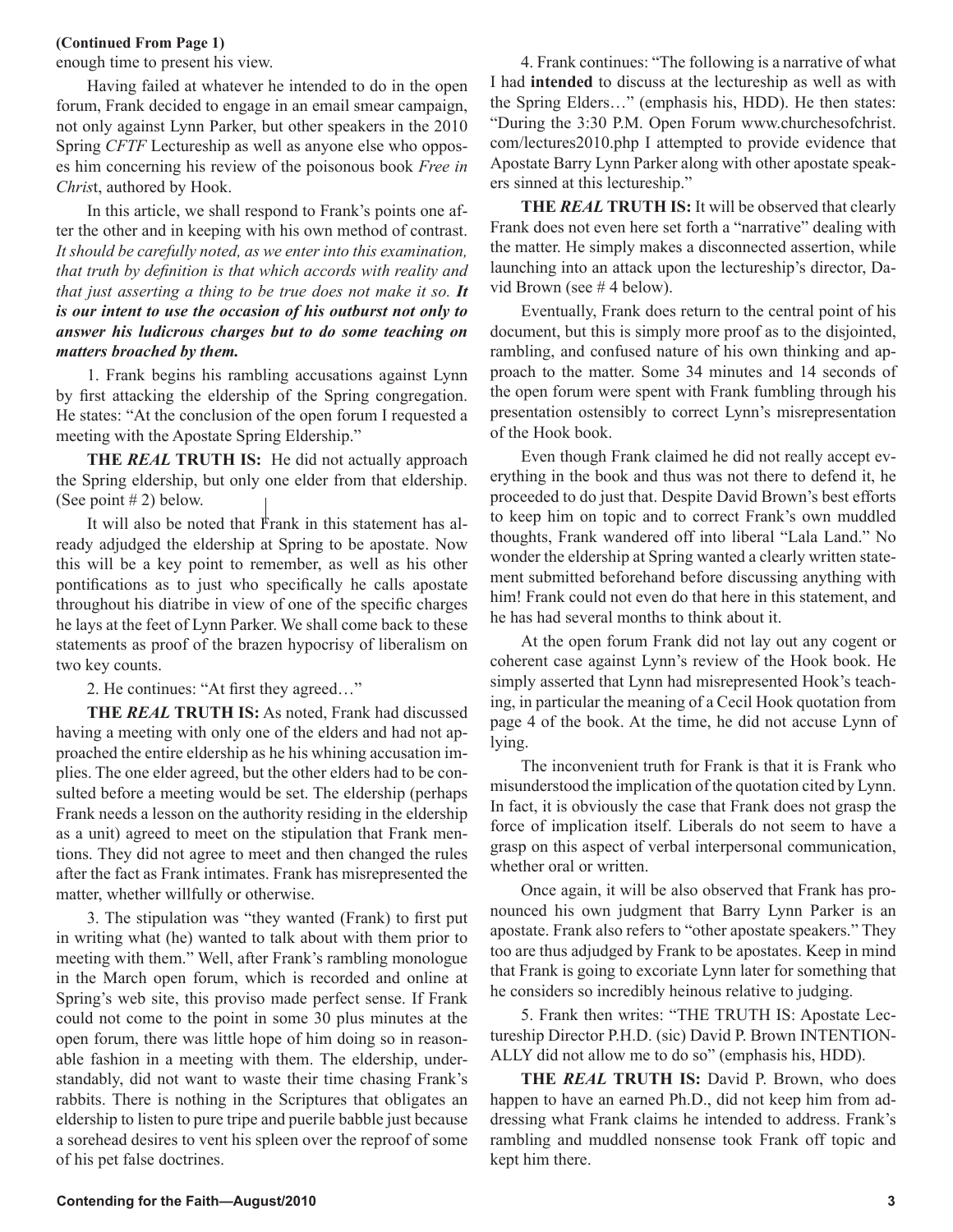**(Continued From Page 1)**

enough time to present his view.

Having failed at whatever he intended to do in the open forum, Frank decided to engage in an email smear campaign, not only against Lynn Parker, but other speakers in the 2010 Spring *CFTF* Lectureship as well as anyone else who opposes him concerning his review of the poisonous book *Free in Christ*, authored by Hook.

In this article, we shall respond to Frank's points one after the other and in keeping with his own method of contrast. *It should be carefully noted, as we enter into this examination, that truth by definition is that which accords with reality and that just asserting a thing to be true does not make it so.* ***It is our intent to use the occasion of his outburst not only to answer his ludicrous charges but to do some teaching on matters broached by them.***

1. Frank begins his rambling accusations against Lynn by first attacking the eldership of the Spring congregation. He states: "At the conclusion of the open forum I requested a meeting with the Apostate Spring Eldership."

**THE *REAL* TRUTH IS:** He did not actually approach the Spring eldership, but only one elder from that eldership. (See point # 2) below.

It will also be noted that Frank in this statement has already adjudged the eldership at Spring to be apostate. Now this will be a key point to remember, as well as his other pontifications as to just who specifically he calls apostate throughout his diatribe in view of one of the specific charges he lays at the feet of Lynn Parker. We shall come back to these statements as proof of the brazen hypocrisy of liberalism on two key counts.

2. He continues: "At first they agreed…"

**THE *REAL* TRUTH IS:** As noted, Frank had discussed having a meeting with only one of the elders and had not approached the entire eldership as he his whining accusation implies. The one elder agreed, but the other elders had to be consulted before a meeting would be set. The eldership (perhaps Frank needs a lesson on the authority residing in the eldership as a unit) agreed to meet on the stipulation that Frank mentions. They did not agree to meet and then changed the rules after the fact as Frank intimates. Frank has misrepresented the matter, whether willfully or otherwise.

3. The stipulation was "they wanted (Frank) to first put in writing what (he) wanted to talk about with them prior to meeting with them." Well, after Frank's rambling monologue in the March open forum, which is recorded and online at Spring's web site, this proviso made perfect sense. If Frank could not come to the point in some 30 plus minutes at the open forum, there was little hope of him doing so in reasonable fashion in a meeting with them. The eldership, understandably, did not want to waste their time chasing Frank's rabbits. There is nothing in the Scriptures that obligates an eldership to listen to pure tripe and puerile babble just because a sorehead desires to vent his spleen over the reproof of some of his pet false doctrines.

4. Frank continues: "The following is a narrative of what I had **intended** to discuss at the lectureship as well as with the Spring Elders…" (emphasis his, HDD). He then states: "During the 3:30 P.M. Open Forum www.churchesofchrist.com/lectures2010.php I attempted to provide evidence that Apostate Barry Lynn Parker along with other apostate speakers sinned at this lectureship."

**THE *REAL* TRUTH IS:** It will be observed that clearly Frank does not even here set forth a "narrative" dealing with the matter. He simply makes a disconnected assertion, while launching into an attack upon the lectureship's director, David Brown (see # 4 below).

Eventually, Frank does return to the central point of his document, but this is simply more proof as to the disjointed, rambling, and confused nature of his own thinking and approach to the matter. Some 34 minutes and 14 seconds of the open forum were spent with Frank fumbling through his presentation ostensibly to correct Lynn's misrepresentation of the Hook book.

Even though Frank claimed he did not really accept everything in the book and thus was not there to defend it, he proceeded to do just that. Despite David Brown's best efforts to keep him on topic and to correct Frank's own muddled thoughts, Frank wandered off into liberal "Lala Land." No wonder the eldership at Spring wanted a clearly written statement submitted beforehand before discussing anything with him! Frank could not even do that here in this statement, and he has had several months to think about it.

At the open forum Frank did not lay out any cogent or coherent case against Lynn's review of the Hook book. He simply asserted that Lynn had misrepresented Hook's teaching, in particular the meaning of a Cecil Hook quotation from page 4 of the book. At the time, he did not accuse Lynn of lying.

The inconvenient truth for Frank is that it is Frank who misunderstood the implication of the quotation cited by Lynn. In fact, it is obviously the case that Frank does not grasp the force of implication itself. Liberals do not seem to have a grasp on this aspect of verbal interpersonal communication, whether oral or written.

Once again, it will be also observed that Frank has pronounced his own judgment that Barry Lynn Parker is an apostate. Frank also refers to "other apostate speakers." They too are thus adjudged by Frank to be apostates. Keep in mind that Frank is going to excoriate Lynn later for something that he considers so incredibly heinous relative to judging.

5. Frank then writes: "THE TRUTH IS: Apostate Lectureship Director P.H.D. (sic) David P. Brown INTENTIONALLY did not allow me to do so" (emphasis his, HDD).

**THE *REAL* TRUTH IS:** David P. Brown, who does happen to have an earned Ph.D., did not keep him from addressing what Frank claims he intended to address. Frank's rambling and muddled nonsense took Frank off topic and kept him there.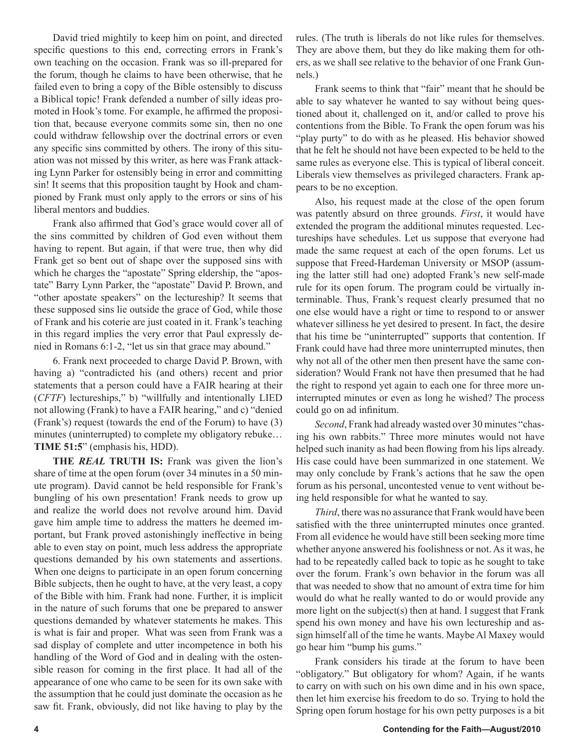David tried mightily to keep him on point, and directed specific questions to this end, correcting errors in Frank's own teaching on the occasion. Frank was so ill-prepared for the forum, though he claims to have been otherwise, that he failed even to bring a copy of the Bible ostensibly to discuss a Biblical topic! Frank defended a number of silly ideas promoted in Hook's tome. For example, he affirmed the proposition that, because everyone commits some sin, then no one could withdraw fellowship over the doctrinal errors or even any specific sins committed by others. The irony of this situation was not missed by this writer, as here was Frank attacking Lynn Parker for ostensibly being in error and committing sin! It seems that this proposition taught by Hook and championed by Frank must only apply to the errors or sins of his liberal mentors and buddies.

Frank also affirmed that God's grace would cover all of the sins committed by children of God even without them having to repent. But again, if that were true, then why did Frank get so bent out of shape over the supposed sins with which he charges the "apostate" Spring eldership, the "apostate" Barry Lynn Parker, the "apostate" David P. Brown, and "other apostate speakers" on the lectureship? It seems that these supposed sins lie outside the grace of God, while those of Frank and his coterie are just coated in it. Frank's teaching in this regard implies the very error that Paul expressly denied in Romans 6:1-2, "let us sin that grace may abound."

6. Frank next proceeded to charge David P. Brown, with having a) "contradicted his (and others) recent and prior statements that a person could have a FAIR hearing at their (*CFTF*) lectureships," b) "willfully and intentionally LIED not allowing (Frank) to have a FAIR hearing," and c) "denied (Frank's) request (towards the end of the Forum) to have (3) minutes (uninterrupted) to complete my obligatory rebuke… **TIME 51:5**" (emphasis his, HDD).

**THE *REAL* TRUTH IS:** Frank was given the lion's share of time at the open forum (over 34 minutes in a 50 minute program). David cannot be held responsible for Frank's bungling of his own presentation! Frank needs to grow up and realize the world does not revolve around him. David gave him ample time to address the matters he deemed important, but Frank proved astonishingly ineffective in being able to even stay on point, much less address the appropriate questions demanded by his own statements and assertions. When one deigns to participate in an open forum concerning Bible subjects, then he ought to have, at the very least, a copy of the Bible with him. Frank had none. Further, it is implicit in the nature of such forums that one be prepared to answer questions demanded by whatever statements he makes. This is what is fair and proper. What was seen from Frank was a sad display of complete and utter incompetence in both his handling of the Word of God and in dealing with the ostensible reason for coming in the first place. It had all of the appearance of one who came to be seen for its own sake with the assumption that he could just dominate the occasion as he saw fit. Frank, obviously, did not like having to play by the rules. (The truth is liberals do not like rules for themselves. They are above them, but they do like making them for others, as we shall see relative to the behavior of one Frank Gunnels.)

Frank seems to think that "fair" meant that he should be able to say whatever he wanted to say without being questioned about it, challenged on it, and/or called to prove his contentions from the Bible. To Frank the open forum was his "play purty" to do with as he pleased. His behavior showed that he felt he should not have been expected to be held to the same rules as everyone else. This is typical of liberal conceit. Liberals view themselves as privileged characters. Frank appears to be no exception.

Also, his request made at the close of the open forum was patently absurd on three grounds. *First*, it would have extended the program the additional minutes requested. Lectureships have schedules. Let us suppose that everyone had made the same request at each of the open forums. Let us suppose that Freed-Hardeman University or MSOP (assuming the latter still had one) adopted Frank's new self-made rule for its open forum. The program could be virtually interminable. Thus, Frank's request clearly presumed that no one else would have a right or time to respond to or answer whatever silliness he yet desired to present. In fact, the desire that his time be "uninterrupted" supports that contention. If Frank could have had three more uninterrupted minutes, then why not all of the other men then present have the same consideration? Would Frank not have then presumed that he had the right to respond yet again to each one for three more uninterrupted minutes or even as long he wished? The process could go on ad infinitum.

*Second*, Frank had already wasted over 30 minutes "chasing his own rabbits." Three more minutes would not have helped such inanity as had been flowing from his lips already. His case could have been summarized in one statement. We may only conclude by Frank's actions that he saw the open forum as his personal, uncontested venue to vent without being held responsible for what he wanted to say.

*Third*, there was no assurance that Frank would have been satisfied with the three uninterrupted minutes once granted. From all evidence he would have still been seeking more time whether anyone answered his foolishness or not. As it was, he had to be repeatedly called back to topic as he sought to take over the forum. Frank's own behavior in the forum was all that was needed to show that no amount of extra time for him would do what he really wanted to do or would provide any more light on the subject(s) then at hand. I suggest that Frank spend his own money and have his own lectureship and assign himself all of the time he wants. Maybe Al Maxey would go hear him "bump his gums."

Frank considers his tirade at the forum to have been "obligatory." But obligatory for whom? Again, if he wants to carry on with such on his own dime and in his own space, then let him exercise his freedom to do so. Trying to hold the Spring open forum hostage for his own petty purposes is a bit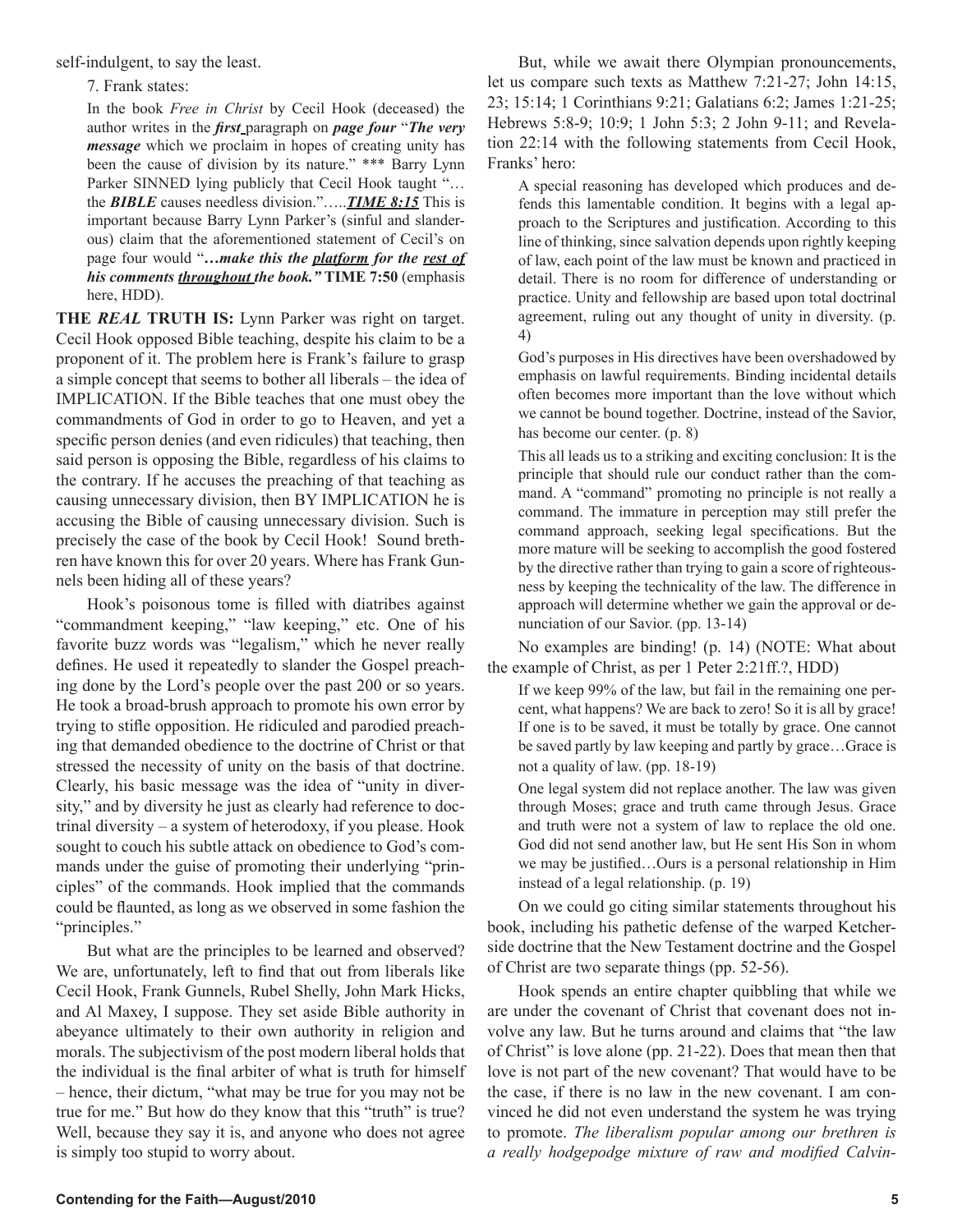self-indulgent, to say the least.

7. Frank states:

> In the book *Free in Christ* by Cecil Hook (deceased) the author writes in the ***first*** paragraph on ***page four*** "***The very message*** which we proclaim in hopes of creating unity has been the cause of division by its nature." \*\*\* Barry Lynn Parker SINNED lying publicly that Cecil Hook taught "…the ***BIBLE*** causes needless division."…..***TIME 8:15*** This is important because Barry Lynn Parker's (sinful and slanderous) claim that the aforementioned statement of Cecil's on page four would "***…make this the platform for the rest of his comments throughout the book."*** **TIME 7:50** (emphasis here, HDD).

**THE *REAL* TRUTH IS:** Lynn Parker was right on target. Cecil Hook opposed Bible teaching, despite his claim to be a proponent of it. The problem here is Frank's failure to grasp a simple concept that seems to bother all liberals – the idea of IMPLICATION. If the Bible teaches that one must obey the commandments of God in order to go to Heaven, and yet a specific person denies (and even ridicules) that teaching, then said person is opposing the Bible, regardless of his claims to the contrary. If he accuses the preaching of that teaching as causing unnecessary division, then BY IMPLICATION he is accusing the Bible of causing unnecessary division. Such is precisely the case of the book by Cecil Hook! Sound brethren have known this for over 20 years. Where has Frank Gunnels been hiding all of these years?

Hook's poisonous tome is filled with diatribes against "commandment keeping," "law keeping," etc. One of his favorite buzz words was "legalism," which he never really defines. He used it repeatedly to slander the Gospel preaching done by the Lord's people over the past 200 or so years. He took a broad-brush approach to promote his own error by trying to stifle opposition. He ridiculed and parodied preaching that demanded obedience to the doctrine of Christ or that stressed the necessity of unity on the basis of that doctrine. Clearly, his basic message was the idea of "unity in diversity," and by diversity he just as clearly had reference to doctrinal diversity – a system of heterodoxy, if you please. Hook sought to couch his subtle attack on obedience to God's commands under the guise of promoting their underlying "principles" of the commands. Hook implied that the commands could be flaunted, as long as we observed in some fashion the "principles."

But what are the principles to be learned and observed? We are, unfortunately, left to find that out from liberals like Cecil Hook, Frank Gunnels, Rubel Shelly, John Mark Hicks, and Al Maxey, I suppose. They set aside Bible authority in abeyance ultimately to their own authority in religion and morals. The subjectivism of the post modern liberal holds that the individual is the final arbiter of what is truth for himself – hence, their dictum, "what may be true for you may not be true for me." But how do they know that this "truth" is true? Well, because they say it is, and anyone who does not agree is simply too stupid to worry about.

But, while we await there Olympian pronouncements, let us compare such texts as Matthew 7:21-27; John 14:15, 23; 15:14; 1 Corinthians 9:21; Galatians 6:2; James 1:21-25; Hebrews 5:8-9; 10:9; 1 John 5:3; 2 John 9-11; and Revelation 22:14 with the following statements from Cecil Hook, Franks' hero:

> A special reasoning has developed which produces and defends this lamentable condition. It begins with a legal approach to the Scriptures and justification. According to this line of thinking, since salvation depends upon rightly keeping of law, each point of the law must be known and practiced in detail. There is no room for difference of understanding or practice. Unity and fellowship are based upon total doctrinal agreement, ruling out any thought of unity in diversity. (p. 4)

> God's purposes in His directives have been overshadowed by emphasis on lawful requirements. Binding incidental details often becomes more important than the love without which we cannot be bound together. Doctrine, instead of the Savior, has become our center. (p. 8)

> This all leads us to a striking and exciting conclusion: It is the principle that should rule our conduct rather than the command. A "command" promoting no principle is not really a command. The immature in perception may still prefer the command approach, seeking legal specifications. But the more mature will be seeking to accomplish the good fostered by the directive rather than trying to gain a score of righteousness by keeping the technicality of the law. The difference in approach will determine whether we gain the approval or denunciation of our Savior. (pp. 13-14)

No examples are binding! (p. 14) (NOTE: What about the example of Christ, as per 1 Peter 2:21ff.?, HDD)

> If we keep 99% of the law, but fail in the remaining one percent, what happens? We are back to zero! So it is all by grace! If one is to be saved, it must be totally by grace. One cannot be saved partly by law keeping and partly by grace…Grace is not a quality of law. (pp. 18-19)

> One legal system did not replace another. The law was given through Moses; grace and truth came through Jesus. Grace and truth were not a system of law to replace the old one. God did not send another law, but He sent His Son in whom we may be justified…Ours is a personal relationship in Him instead of a legal relationship. (p. 19)

On we could go citing similar statements throughout his book, including his pathetic defense of the warped Ketcherside doctrine that the New Testament doctrine and the Gospel of Christ are two separate things (pp. 52-56).

Hook spends an entire chapter quibbling that while we are under the covenant of Christ that covenant does not involve any law. But he turns around and claims that "the law of Christ" is love alone (pp. 21-22). Does that mean then that love is not part of the new covenant? That would have to be the case, if there is no law in the new covenant. I am convinced he did not even understand the system he was trying to promote. *The liberalism popular among our brethren is a really hodgepodge mixture of raw and modified Calvin-*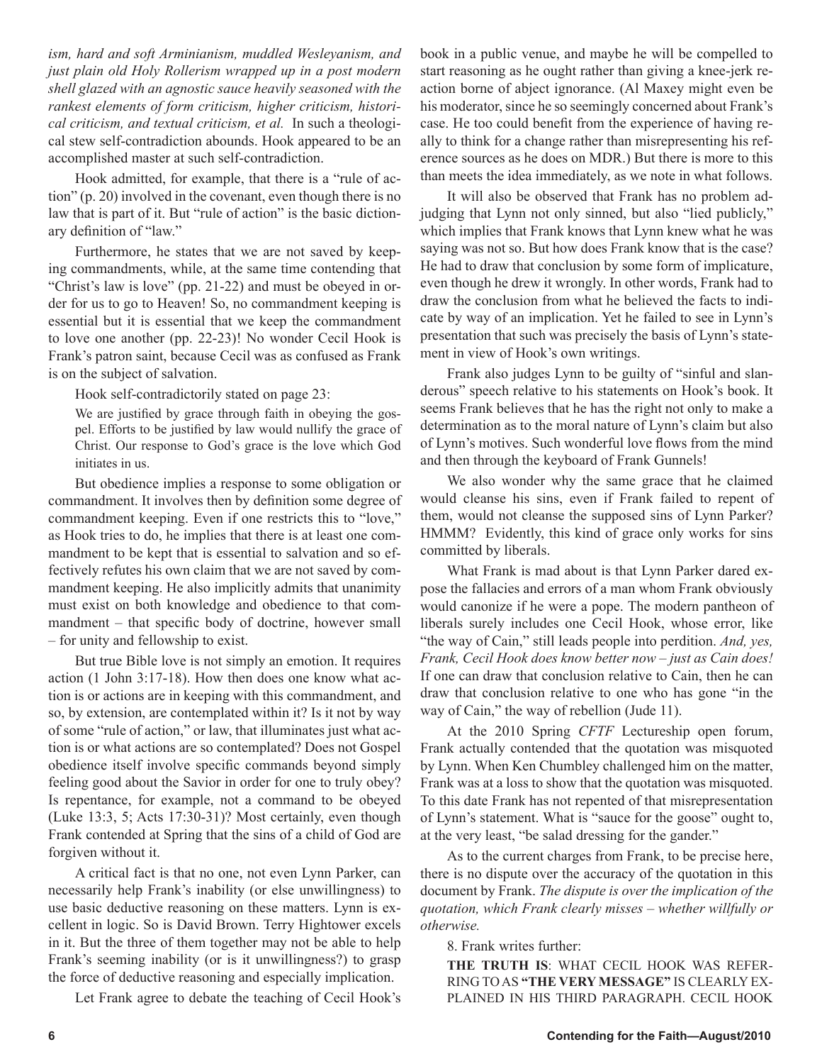*ism, hard and soft Arminianism, muddled Wesleyanism, and just plain old Holy Rollerism wrapped up in a post modern shell glazed with an agnostic sauce heavily seasoned with the rankest elements of form criticism, higher criticism, historical criticism, and textual criticism, et al.* In such a theological stew self-contradiction abounds. Hook appeared to be an accomplished master at such self-contradiction.

Hook admitted, for example, that there is a "rule of action" (p. 20) involved in the covenant, even though there is no law that is part of it. But "rule of action" is the basic dictionary definition of "law."

Furthermore, he states that we are not saved by keeping commandments, while, at the same time contending that "Christ's law is love" (pp. 21-22) and must be obeyed in order for us to go to Heaven! So, no commandment keeping is essential but it is essential that we keep the commandment to love one another (pp. 22-23)! No wonder Cecil Hook is Frank's patron saint, because Cecil was as confused as Frank is on the subject of salvation.

Hook self-contradictorily stated on page 23:

> We are justified by grace through faith in obeying the gospel. Efforts to be justified by law would nullify the grace of Christ. Our response to God's grace is the love which God initiates in us.

But obedience implies a response to some obligation or commandment. It involves then by definition some degree of commandment keeping. Even if one restricts this to "love," as Hook tries to do, he implies that there is at least one commandment to be kept that is essential to salvation and so effectively refutes his own claim that we are not saved by commandment keeping. He also implicitly admits that unanimity must exist on both knowledge and obedience to that commandment – that specific body of doctrine, however small – for unity and fellowship to exist.

But true Bible love is not simply an emotion. It requires action (1 John 3:17-18). How then does one know what action is or actions are in keeping with this commandment, and so, by extension, are contemplated within it? Is it not by way of some "rule of action," or law, that illuminates just what action is or what actions are so contemplated? Does not Gospel obedience itself involve specific commands beyond simply feeling good about the Savior in order for one to truly obey? Is repentance, for example, not a command to be obeyed (Luke 13:3, 5; Acts 17:30-31)? Most certainly, even though Frank contended at Spring that the sins of a child of God are forgiven without it.

A critical fact is that no one, not even Lynn Parker, can necessarily help Frank's inability (or else unwillingness) to use basic deductive reasoning on these matters. Lynn is excellent in logic. So is David Brown. Terry Hightower excels in it. But the three of them together may not be able to help Frank's seeming inability (or is it unwillingness?) to grasp the force of deductive reasoning and especially implication.

Let Frank agree to debate the teaching of Cecil Hook's book in a public venue, and maybe he will be compelled to start reasoning as he ought rather than giving a knee-jerk reaction borne of abject ignorance. (Al Maxey might even be his moderator, since he so seemingly concerned about Frank's case. He too could benefit from the experience of having really to think for a change rather than misrepresenting his reference sources as he does on MDR.) But there is more to this than meets the idea immediately, as we note in what follows.

It will also be observed that Frank has no problem adjudging that Lynn not only sinned, but also "lied publicly," which implies that Frank knows that Lynn knew what he was saying was not so. But how does Frank know that is the case? He had to draw that conclusion by some form of implicature, even though he drew it wrongly. In other words, Frank had to draw the conclusion from what he believed the facts to indicate by way of an implication. Yet he failed to see in Lynn's presentation that such was precisely the basis of Lynn's statement in view of Hook's own writings.

Frank also judges Lynn to be guilty of "sinful and slanderous" speech relative to his statements on Hook's book. It seems Frank believes that he has the right not only to make a determination as to the moral nature of Lynn's claim but also of Lynn's motives. Such wonderful love flows from the mind and then through the keyboard of Frank Gunnels!

We also wonder why the same grace that he claimed would cleanse his sins, even if Frank failed to repent of them, would not cleanse the supposed sins of Lynn Parker? HMMM? Evidently, this kind of grace only works for sins committed by liberals.

What Frank is mad about is that Lynn Parker dared expose the fallacies and errors of a man whom Frank obviously would canonize if he were a pope. The modern pantheon of liberals surely includes one Cecil Hook, whose error, like "the way of Cain," still leads people into perdition. *And, yes, Frank, Cecil Hook does know better now – just as Cain does!* If one can draw that conclusion relative to Cain, then he can draw that conclusion relative to one who has gone "in the way of Cain," the way of rebellion (Jude 11).

At the 2010 Spring *CFTF* Lectureship open forum, Frank actually contended that the quotation was misquoted by Lynn. When Ken Chumbley challenged him on the matter, Frank was at a loss to show that the quotation was misquoted. To this date Frank has not repented of that misrepresentation of Lynn's statement. What is "sauce for the goose" ought to, at the very least, "be salad dressing for the gander."

As to the current charges from Frank, to be precise here, there is no dispute over the accuracy of the quotation in this document by Frank. *The dispute is over the implication of the quotation, which Frank clearly misses – whether willfully or otherwise.*

8. Frank writes further:

> **THE TRUTH IS**: WHAT CECIL HOOK WAS REFERRING TO AS **"THE VERY MESSAGE"** IS CLEARLY EXPLAINED IN HIS THIRD PARAGRAPH. CECIL HOOK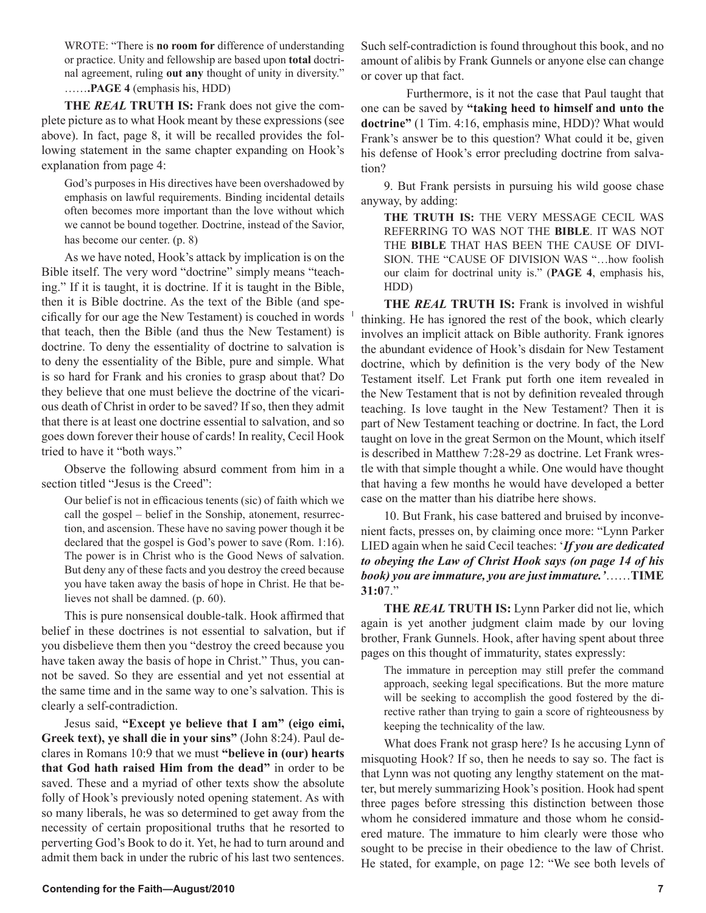> WROTE: "There is **no room for** difference of understanding or practice. Unity and fellowship are based upon **total** doctrinal agreement, ruling **out any** thought of unity in diversity." ……**PAGE 4** (emphasis his, HDD)

**THE *REAL* TRUTH IS:** Frank does not give the complete picture as to what Hook meant by these expressions (see above). In fact, page 8, it will be recalled provides the following statement in the same chapter expanding on Hook's explanation from page 4:

> God's purposes in His directives have been overshadowed by emphasis on lawful requirements. Binding incidental details often becomes more important than the love without which we cannot be bound together. Doctrine, instead of the Savior, has become our center. (p. 8)

As we have noted, Hook's attack by implication is on the Bible itself. The very word "doctrine" simply means "teaching." If it is taught, it is doctrine. If it is taught in the Bible, then it is Bible doctrine. As the text of the Bible (and specifically for our age the New Testament) is couched in words that teach, then the Bible (and thus the New Testament) is doctrine. To deny the essentiality of doctrine to salvation is to deny the essentiality of the Bible, pure and simple. What is so hard for Frank and his cronies to grasp about that? Do they believe that one must believe the doctrine of the vicarious death of Christ in order to be saved? If so, then they admit that there is at least one doctrine essential to salvation, and so goes down forever their house of cards! In reality, Cecil Hook tried to have it "both ways."

Observe the following absurd comment from him in a section titled "Jesus is the Creed":

> Our belief is not in efficacious tenents (sic) of faith which we call the gospel – belief in the Sonship, atonement, resurrection, and ascension. These have no saving power though it be declared that the gospel is God's power to save (Rom. 1:16). The power is in Christ who is the Good News of salvation. But deny any of these facts and you destroy the creed because you have taken away the basis of hope in Christ. He that believes not shall be damned. (p. 60).

This is pure nonsensical double-talk. Hook affirmed that belief in these doctrines is not essential to salvation, but if you disbelieve them then you "destroy the creed because you have taken away the basis of hope in Christ." Thus, you cannot be saved. So they are essential and yet not essential at the same time and in the same way to one's salvation. This is clearly a self-contradiction.

Jesus said, **"Except ye believe that I am" (eigo eimi, Greek text), ye shall die in your sins"** (John 8:24). Paul declares in Romans 10:9 that we must **"believe in (our) hearts that God hath raised Him from the dead"** in order to be saved. These and a myriad of other texts show the absolute folly of Hook's previously noted opening statement. As with so many liberals, he was so determined to get away from the necessity of certain propositional truths that he resorted to perverting God's Book to do it. Yet, he had to turn around and admit them back in under the rubric of his last two sentences. Such self-contradiction is found throughout this book, and no amount of alibis by Frank Gunnels or anyone else can change or cover up that fact.

Furthermore, is it not the case that Paul taught that one can be saved by **"taking heed to himself and unto the doctrine"** (1 Tim. 4:16, emphasis mine, HDD)? What would Frank's answer be to this question? What could it be, given his defense of Hook's error precluding doctrine from salvation?

9. But Frank persists in pursuing his wild goose chase anyway, by adding:

> **THE TRUTH IS:** THE VERY MESSAGE CECIL WAS REFERRING TO WAS NOT THE **BIBLE**. IT WAS NOT THE **BIBLE** THAT HAS BEEN THE CAUSE OF DIVISION. THE "CAUSE OF DIVISION WAS "…how foolish our claim for doctrinal unity is." (**PAGE 4**, emphasis his, HDD)

**THE *REAL* TRUTH IS:** Frank is involved in wishful thinking. He has ignored the rest of the book, which clearly involves an implicit attack on Bible authority. Frank ignores the abundant evidence of Hook's disdain for New Testament doctrine, which by definition is the very body of the New Testament itself. Let Frank put forth one item revealed in the New Testament that is not by definition revealed through teaching. Is love taught in the New Testament? Then it is part of New Testament teaching or doctrine. In fact, the Lord taught on love in the great Sermon on the Mount, which itself is described in Matthew 7:28-29 as doctrine. Let Frank wrestle with that simple thought a while. One would have thought that having a few months he would have developed a better case on the matter than his diatribe here shows.

10. But Frank, his case battered and bruised by inconvenient facts, presses on, by claiming once more: "Lynn Parker LIED again when he said Cecil teaches: '***If you are dedicated to obeying the Law of Christ Hook says (on page 14 of his book) you are immature, you are just immature.'***……**TIME 31:0**7."

**THE *REAL* TRUTH IS:** Lynn Parker did not lie, which again is yet another judgment claim made by our loving brother, Frank Gunnels. Hook, after having spent about three pages on this thought of immaturity, states expressly:

> The immature in perception may still prefer the command approach, seeking legal specifications. But the more mature will be seeking to accomplish the good fostered by the directive rather than trying to gain a score of righteousness by keeping the technicality of the law.

What does Frank not grasp here? Is he accusing Lynn of misquoting Hook? If so, then he needs to say so. The fact is that Lynn was not quoting any lengthy statement on the matter, but merely summarizing Hook's position. Hook had spent three pages before stressing this distinction between those whom he considered immature and those whom he considered mature. The immature to him clearly were those who sought to be precise in their obedience to the law of Christ. He stated, for example, on page 12: "We see both levels of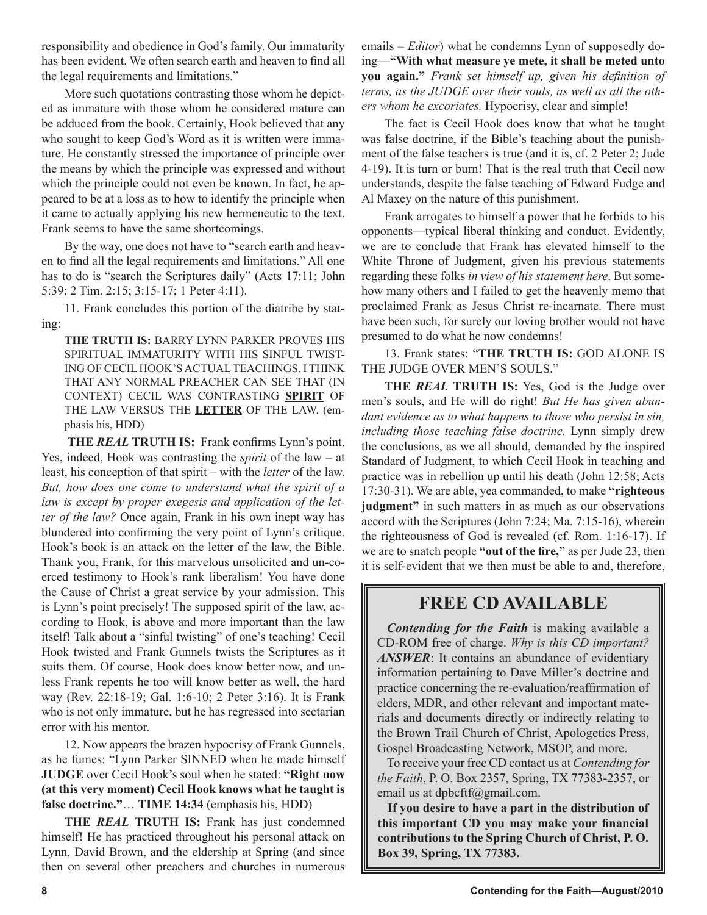responsibility and obedience in God's family. Our immaturity has been evident. We often search earth and heaven to find all the legal requirements and limitations."

More such quotations contrasting those whom he depicted as immature with those whom he considered mature can be adduced from the book. Certainly, Hook believed that any who sought to keep God's Word as it is written were immature. He constantly stressed the importance of principle over the means by which the principle was expressed and without which the principle could not even be known. In fact, he appeared to be at a loss as to how to identify the principle when it came to actually applying his new hermeneutic to the text. Frank seems to have the same shortcomings.

By the way, one does not have to "search earth and heaven to find all the legal requirements and limitations." All one has to do is "search the Scriptures daily" (Acts 17:11; John 5:39; 2 Tim. 2:15; 3:15-17; 1 Peter 4:11).

11. Frank concludes this portion of the diatribe by stating:

> **THE TRUTH IS:** BARRY LYNN PARKER PROVES HIS SPIRITUAL IMMATURITY WITH HIS SINFUL TWISTING OF CECIL HOOK'S ACTUAL TEACHINGS. I THINK THAT ANY NORMAL PREACHER CAN SEE THAT (IN CONTEXT) CECIL WAS CONTRASTING **SPIRIT** OF THE LAW VERSUS THE **LETTER** OF THE LAW. (emphasis his, HDD)

**THE *REAL* TRUTH IS:** Frank confirms Lynn's point. Yes, indeed, Hook was contrasting the *spirit* of the law – at least, his conception of that spirit – with the *letter* of the law. *But, how does one come to understand what the spirit of a law is except by proper exegesis and application of the letter of the law?* Once again, Frank in his own inept way has blundered into confirming the very point of Lynn's critique. Hook's book is an attack on the letter of the law, the Bible. Thank you, Frank, for this marvelous unsolicited and un-coerced testimony to Hook's rank liberalism! You have done the Cause of Christ a great service by your admission. This is Lynn's point precisely! The supposed spirit of the law, according to Hook, is above and more important than the law itself! Talk about a "sinful twisting" of one's teaching! Cecil Hook twisted and Frank Gunnels twists the Scriptures as it suits them. Of course, Hook does know better now, and unless Frank repents he too will know better as well, the hard way (Rev. 22:18-19; Gal. 1:6-10; 2 Peter 3:16). It is Frank who is not only immature, but he has regressed into sectarian error with his mentor.

12. Now appears the brazen hypocrisy of Frank Gunnels, as he fumes: "Lynn Parker SINNED when he made himself **JUDGE** over Cecil Hook's soul when he stated: **"Right now (at this very moment) Cecil Hook knows what he taught is false doctrine."**… **TIME 14:34** (emphasis his, HDD)

**THE *REAL* TRUTH IS:** Frank has just condemned himself! He has practiced throughout his personal attack on Lynn, David Brown, and the eldership at Spring (and since then on several other preachers and churches in numerous emails – *Editor*) what he condemns Lynn of supposedly doing—**"With what measure ye mete, it shall be meted unto you again."** *Frank set himself up, given his definition of terms, as the JUDGE over their souls, as well as all the others whom he excoriates.* Hypocrisy, clear and simple!

The fact is Cecil Hook does know that what he taught was false doctrine, if the Bible's teaching about the punishment of the false teachers is true (and it is, cf. 2 Peter 2; Jude 4-19). It is turn or burn! That is the real truth that Cecil now understands, despite the false teaching of Edward Fudge and Al Maxey on the nature of this punishment.

Frank arrogates to himself a power that he forbids to his opponents—typical liberal thinking and conduct. Evidently, we are to conclude that Frank has elevated himself to the White Throne of Judgment, given his previous statements regarding these folks *in view of his statement here*. But somehow many others and I failed to get the heavenly memo that proclaimed Frank as Jesus Christ re-incarnate. There must have been such, for surely our loving brother would not have presumed to do what he now condemns!

13. Frank states: "**THE TRUTH IS:** GOD ALONE IS THE JUDGE OVER MEN'S SOULS."

**THE *REAL* TRUTH IS:** Yes, God is the Judge over men's souls, and He will do right! *But He has given abundant evidence as to what happens to those who persist in sin, including those teaching false doctrine.* Lynn simply drew the conclusions, as we all should, demanded by the inspired Standard of Judgment, to which Cecil Hook in teaching and practice was in rebellion up until his death (John 12:58; Acts 17:30-31). We are able, yea commanded, to make **"righteous judgment"** in such matters in as much as our observations accord with the Scriptures (John 7:24; Ma. 7:15-16), wherein the righteousness of God is revealed (cf. Rom. 1:16-17). If we are to snatch people **"out of the fire,"** as per Jude 23, then it is self-evident that we then must be able to and, therefore,

## FREE CD AVAILABLE

***Contending for the Faith*** is making available a CD-ROM free of charge. *Why is this CD important? **ANSWER***: It contains an abundance of evidentiary information pertaining to Dave Miller's doctrine and practice concerning the re-evaluation/reaffirmation of elders, MDR, and other relevant and important materials and documents directly or indirectly relating to the Brown Trail Church of Christ, Apologetics Press, Gospel Broadcasting Network, MSOP, and more.

To receive your free CD contact us at *Contending for the Faith*, P. O. Box 2357, Spring, TX 77383-2357, or email us at dpbcftf@gmail.com.

**If you desire to have a part in the distribution of this important CD you may make your financial contributions to the Spring Church of Christ, P. O. Box 39, Spring, TX 77383.**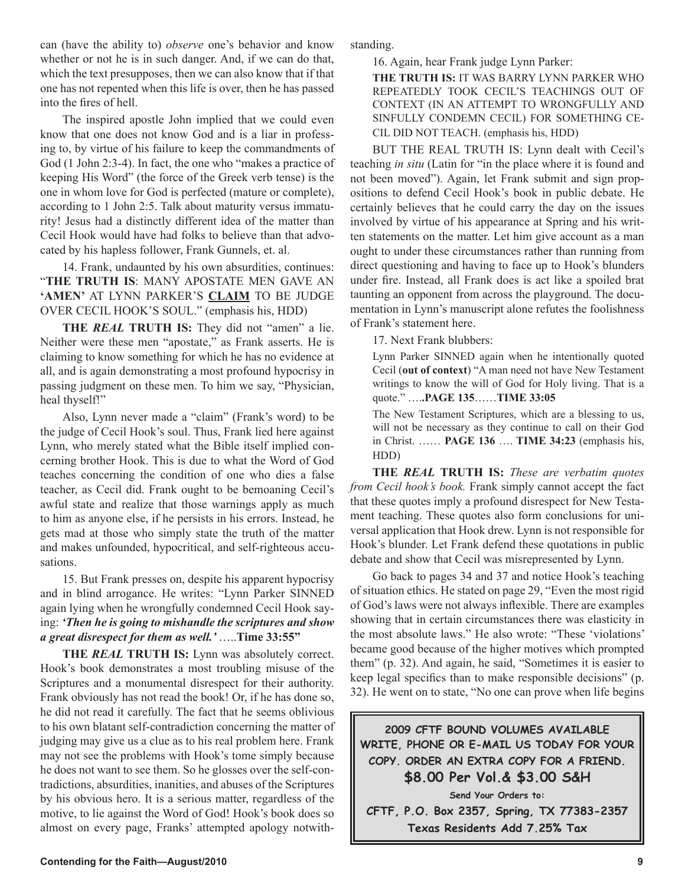can (have the ability to) *observe* one's behavior and know whether or not he is in such danger. And, if we can do that, which the text presupposes, then we can also know that if that one has not repented when this life is over, then he has passed into the fires of hell.

The inspired apostle John implied that we could even know that one does not know God and is a liar in professing to, by virtue of his failure to keep the commandments of God (1 John 2:3-4). In fact, the one who "makes a practice of keeping His Word" (the force of the Greek verb tense) is the one in whom love for God is perfected (mature or complete), according to 1 John 2:5. Talk about maturity versus immaturity! Jesus had a distinctly different idea of the matter than Cecil Hook would have had folks to believe than that advocated by his hapless follower, Frank Gunnels, et. al.

14. Frank, undaunted by his own absurdities, continues: "**THE TRUTH IS**: MANY APOSTATE MEN GAVE AN **'AMEN'** AT LYNN PARKER'S **CLAIM** TO BE JUDGE OVER CECIL HOOK'S SOUL." (emphasis his, HDD)

**THE *REAL* TRUTH IS:** They did not "amen" a lie. Neither were these men "apostate," as Frank asserts. He is claiming to know something for which he has no evidence at all, and is again demonstrating a most profound hypocrisy in passing judgment on these men. To him we say, "Physician, heal thyself!"

Also, Lynn never made a "claim" (Frank's word) to be the judge of Cecil Hook's soul. Thus, Frank lied here against Lynn, who merely stated what the Bible itself implied concerning brother Hook. This is due to what the Word of God teaches concerning the condition of one who dies a false teacher, as Cecil did. Frank ought to be bemoaning Cecil's awful state and realize that those warnings apply as much to him as anyone else, if he persists in his errors. Instead, he gets mad at those who simply state the truth of the matter and makes unfounded, hypocritical, and self-righteous accusations.

15. But Frank presses on, despite his apparent hypocrisy and in blind arrogance. He writes: "Lynn Parker SINNED again lying when he wrongfully condemned Cecil Hook saying: ***'Then he is going to mishandle the scriptures and show a great disrespect for them as well.'*** …..**Time 33:55"**

**THE *REAL* TRUTH IS:** Lynn was absolutely correct. Hook's book demonstrates a most troubling misuse of the Scriptures and a monumental disrespect for their authority. Frank obviously has not read the book! Or, if he has done so, he did not read it carefully. The fact that he seems oblivious to his own blatant self-contradiction concerning the matter of judging may give us a clue as to his real problem here. Frank may not see the problems with Hook's tome simply because he does not want to see them. So he glosses over the self-contradictions, absurdities, inanities, and abuses of the Scriptures by his obvious hero. It is a serious matter, regardless of the motive, to lie against the Word of God! Hook's book does so almost on every page, Franks' attempted apology notwithstanding.

16. Again, hear Frank judge Lynn Parker:

> **THE TRUTH IS:** IT WAS BARRY LYNN PARKER WHO REPEATEDLY TOOK CECIL'S TEACHINGS OUT OF CONTEXT (IN AN ATTEMPT TO WRONGFULLY AND SINFULLY CONDEMN CECIL) FOR SOMETHING CECIL DID NOT TEACH. (emphasis his, HDD)

BUT THE REAL TRUTH IS: Lynn dealt with Cecil's teaching *in situ* (Latin for "in the place where it is found and not been moved"). Again, let Frank submit and sign propositions to defend Cecil Hook's book in public debate. He certainly believes that he could carry the day on the issues involved by virtue of his appearance at Spring and his written statements on the matter. Let him give account as a man ought to under these circumstances rather than running from direct questioning and having to face up to Hook's blunders under fire. Instead, all Frank does is act like a spoiled brat taunting an opponent from across the playground. The documentation in Lynn's manuscript alone refutes the foolishness of Frank's statement here.

17. Next Frank blubbers:

> Lynn Parker SINNED again when he intentionally quoted Cecil (**out of context**) "A man need not have New Testament writings to know the will of God for Holy living. That is a quote." ….**PAGE 135**……**TIME 33:05**
>
> The New Testament Scriptures, which are a blessing to us, will not be necessary as they continue to call on their God in Christ. …… **PAGE 136** …. **TIME 34:23** (emphasis his, HDD)

**THE *REAL* TRUTH IS:** *These are verbatim quotes from Cecil hook's book.* Frank simply cannot accept the fact that these quotes imply a profound disrespect for New Testament teaching. These quotes also form conclusions for universal application that Hook drew. Lynn is not responsible for Hook's blunder. Let Frank defend these quotations in public debate and show that Cecil was misrepresented by Lynn.

Go back to pages 34 and 37 and notice Hook's teaching of situation ethics. He stated on page 29, "Even the most rigid of God's laws were not always inflexible. There are examples showing that in certain circumstances there was elasticity in the most absolute laws." He also wrote: "These 'violations' became good because of the higher motives which prompted them" (p. 32). And again, he said, "Sometimes it is easier to keep legal specifics than to make responsible decisions" (p. 32). He went on to state, "No one can prove when life begins

**2009 CFTF BOUND VOLUMES AVAILABLE**
**WRITE, PHONE OR E-MAIL US TODAY FOR YOUR COPY. ORDER AN EXTRA COPY FOR A FRIEND.**
**$8.00 Per Vol.& $3.00 S&H**
**Send Your Orders to:**
**CFTF, P.O. Box 2357, Spring, TX 77383-2357**
**Texas Residents Add 7.25% Tax**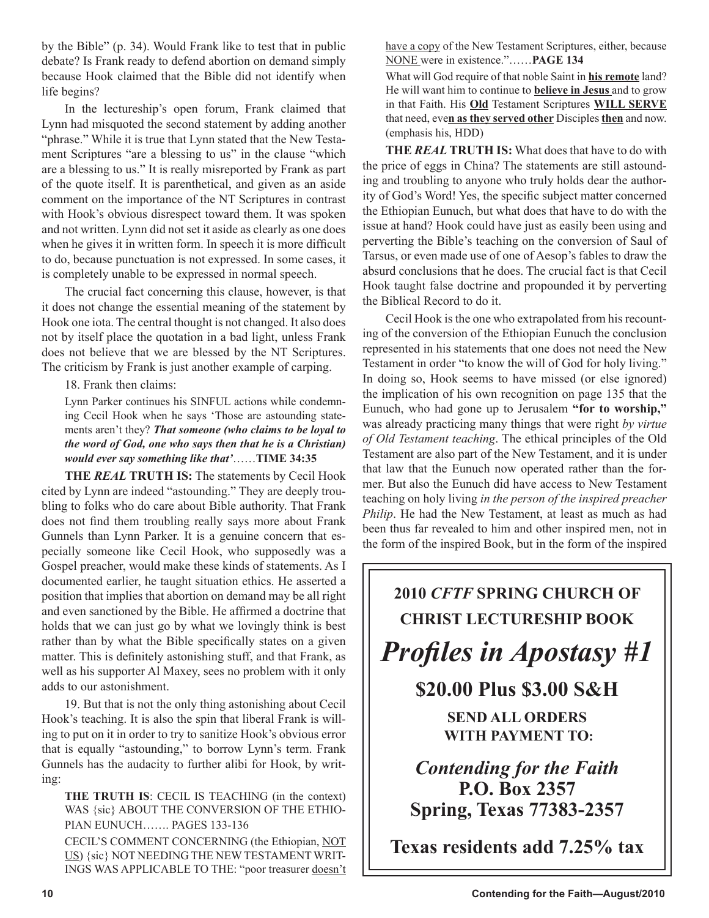by the Bible" (p. 34). Would Frank like to test that in public debate? Is Frank ready to defend abortion on demand simply because Hook claimed that the Bible did not identify when life begins?

In the lectureship's open forum, Frank claimed that Lynn had misquoted the second statement by adding another "phrase." While it is true that Lynn stated that the New Testament Scriptures "are a blessing to us" in the clause "which are a blessing to us." It is really misreported by Frank as part of the quote itself. It is parenthetical, and given as an aside comment on the importance of the NT Scriptures in contrast with Hook's obvious disrespect toward them. It was spoken and not written. Lynn did not set it aside as clearly as one does when he gives it in written form. In speech it is more difficult to do, because punctuation is not expressed. In some cases, it is completely unable to be expressed in normal speech.

The crucial fact concerning this clause, however, is that it does not change the essential meaning of the statement by Hook one iota. The central thought is not changed. It also does not by itself place the quotation in a bad light, unless Frank does not believe that we are blessed by the NT Scriptures. The criticism by Frank is just another example of carping.

18. Frank then claims:

> Lynn Parker continues his SINFUL actions while condemning Cecil Hook when he says 'Those are astounding statements aren't they? ***That someone (who claims to be loyal to the word of God, one who says then that he is a Christian) would ever say something like that'***……**TIME 34:35**

**THE *REAL* TRUTH IS:** The statements by Cecil Hook cited by Lynn are indeed "astounding." They are deeply troubling to folks who do care about Bible authority. That Frank does not find them troubling really says more about Frank Gunnels than Lynn Parker. It is a genuine concern that especially someone like Cecil Hook, who supposedly was a Gospel preacher, would make these kinds of statements. As I documented earlier, he taught situation ethics. He asserted a position that implies that abortion on demand may be all right and even sanctioned by the Bible. He affirmed a doctrine that holds that we can just go by what we lovingly think is best rather than by what the Bible specifically states on a given matter. This is definitely astonishing stuff, and that Frank, as well as his supporter Al Maxey, sees no problem with it only adds to our astonishment.

19. But that is not the only thing astonishing about Cecil Hook's teaching. It is also the spin that liberal Frank is willing to put on it in order to try to sanitize Hook's obvious error that is equally "astounding," to borrow Lynn's term. Frank Gunnels has the audacity to further alibi for Hook, by writing:

> **THE TRUTH IS**: CECIL IS TEACHING (in the context) WAS {sic} ABOUT THE CONVERSION OF THE ETHIOPIAN EUNUCH……. PAGES 133-136
>
> CECIL'S COMMENT CONCERNING (the Ethiopian, <u>NOT US</u>) {sic} NOT NEEDING THE NEW TESTAMENT WRITINGS WAS APPLICABLE TO THE: "poor treasurer <u>doesn't have a copy</u> of the New Testament Scriptures, either, because <u>NONE</u> were in existence."……**PAGE 134**
>
> What will God require of that noble Saint in <u>**his remote**</u> land? He will want him to continue to <u>**believe in Jesus**</u> and to grow in that Faith. His <u>**Old**</u> Testament Scriptures <u>**WILL SERVE**</u> that need, eve<u>**n as they served other**</u> Disciples <u>**then**</u> and now. (emphasis his, HDD)

**THE *REAL* TRUTH IS:** What does that have to do with the price of eggs in China? The statements are still astounding and troubling to anyone who truly holds dear the authority of God's Word! Yes, the specific subject matter concerned the Ethiopian Eunuch, but what does that have to do with the issue at hand? Hook could have just as easily been using and perverting the Bible's teaching on the conversion of Saul of Tarsus, or even made use of one of Aesop's fables to draw the absurd conclusions that he does. The crucial fact is that Cecil Hook taught false doctrine and propounded it by perverting the Biblical Record to do it.

Cecil Hook is the one who extrapolated from his recounting of the conversion of the Ethiopian Eunuch the conclusion represented in his statements that one does not need the New Testament in order "to know the will of God for holy living." In doing so, Hook seems to have missed (or else ignored) the implication of his own recognition on page 135 that the Eunuch, who had gone up to Jerusalem **"for to worship,"** was already practicing many things that were right *by virtue of Old Testament teaching*. The ethical principles of the Old Testament are also part of the New Testament, and it is under that law that the Eunuch now operated rather than the former. But also the Eunuch did have access to New Testament teaching on holy living *in the person of the inspired preacher Philip*. He had the New Testament, at least as much as had been thus far revealed to him and other inspired men, not in the form of the inspired Book, but in the form of the inspired

---

**2010 *CFTF* SPRING CHURCH OF CHRIST LECTURESHIP BOOK**

***Profiles in Apostasy #1***

**$20.00 Plus $3.00 S&H**

**SEND ALL ORDERS WITH PAYMENT TO:**

***Contending for the Faith***
**P.O. Box 2357**
**Spring, Texas 77383-2357**

**Texas residents add 7.25% tax**

---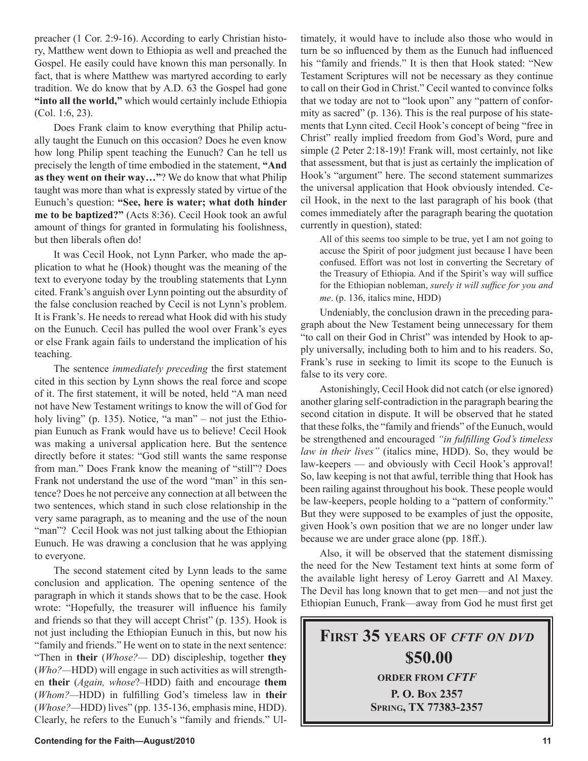preacher (1 Cor. 2:9-16). According to early Christian history, Matthew went down to Ethiopia as well and preached the Gospel. He easily could have known this man personally. In fact, that is where Matthew was martyred according to early tradition. We do know that by A.D. 63 the Gospel had gone **"into all the world,"** which would certainly include Ethiopia (Col. 1:6, 23).

Does Frank claim to know everything that Philip actually taught the Eunuch on this occasion? Does he even know how long Philip spent teaching the Eunuch? Can he tell us precisely the length of time embodied in the statement, **"And as they went on their way…"**? We do know that what Philip taught was more than what is expressly stated by virtue of the Eunuch's question: **"See, here is water; what doth hinder me to be baptized?"** (Acts 8:36). Cecil Hook took an awful amount of things for granted in formulating his foolishness, but then liberals often do!

It was Cecil Hook, not Lynn Parker, who made the application to what he (Hook) thought was the meaning of the text to everyone today by the troubling statements that Lynn cited. Frank's anguish over Lynn pointing out the absurdity of the false conclusion reached by Cecil is not Lynn's problem. It is Frank's. He needs to reread what Hook did with his study on the Eunuch. Cecil has pulled the wool over Frank's eyes or else Frank again fails to understand the implication of his teaching.

The sentence *immediately preceding* the first statement cited in this section by Lynn shows the real force and scope of it. The first statement, it will be noted, held "A man need not have New Testament writings to know the will of God for holy living" (p. 135). Notice, "a man" – not just the Ethiopian Eunuch as Frank would have us to believe! Cecil Hook was making a universal application here. But the sentence directly before it states: "God still wants the same response from man." Does Frank know the meaning of "still"? Does Frank not understand the use of the word "man" in this sentence? Does he not perceive any connection at all between the two sentences, which stand in such close relationship in the very same paragraph, as to meaning and the use of the noun "man"? Cecil Hook was not just talking about the Ethiopian Eunuch. He was drawing a conclusion that he was applying to everyone.

The second statement cited by Lynn leads to the same conclusion and application. The opening sentence of the paragraph in which it stands shows that to be the case. Hook wrote: "Hopefully, the treasurer will influence his family and friends so that they will accept Christ" (p. 135). Hook is not just including the Ethiopian Eunuch in this, but now his "family and friends." He went on to state in the next sentence: "Then in **their** (*Whose?*— DD) discipleship, together **they** (*Who?*—HDD) will engage in such activities as will strengthen **their** (*Again, whose*?–HDD) faith and encourage **them** (*Whom?*—HDD) in fulfilling God's timeless law in **their** (*Whose?*—HDD) lives" (pp. 135-136, emphasis mine, HDD). Clearly, he refers to the Eunuch's "family and friends." Ultimately, it would have to include also those who would in turn be so influenced by them as the Eunuch had influenced his "family and friends." It is then that Hook stated: "New Testament Scriptures will not be necessary as they continue to call on their God in Christ." Cecil wanted to convince folks that we today are not to "look upon" any "pattern of conformity as sacred" (p. 136). This is the real purpose of his statements that Lynn cited. Cecil Hook's concept of being "free in Christ" really implied freedom from God's Word, pure and simple (2 Peter 2:18-19)! Frank will, most certainly, not like that assessment, but that is just as certainly the implication of Hook's "argument" here. The second statement summarizes the universal application that Hook obviously intended. Cecil Hook, in the next to the last paragraph of his book (that comes immediately after the paragraph bearing the quotation currently in question), stated:

> All of this seems too simple to be true, yet I am not going to accuse the Spirit of poor judgment just because I have been confused. Effort was not lost in converting the Secretary of the Treasury of Ethiopia. And if the Spirit's way will suffice for the Ethiopian nobleman, *surely it will suffice for you and me*. (p. 136, italics mine, HDD)

Undeniably, the conclusion drawn in the preceding paragraph about the New Testament being unnecessary for them "to call on their God in Christ" was intended by Hook to apply universally, including both to him and to his readers. So, Frank's ruse in seeking to limit its scope to the Eunuch is false to its very core.

Astonishingly, Cecil Hook did not catch (or else ignored) another glaring self-contradiction in the paragraph bearing the second citation in dispute. It will be observed that he stated that these folks, the "family and friends" of the Eunuch, would be strengthened and encouraged *"in fulfilling God's timeless law in their lives"* (italics mine, HDD). So, they would be law-keepers — and obviously with Cecil Hook's approval! So, law keeping is not that awful, terrible thing that Hook has been railing against throughout his book. These people would be law-keepers, people holding to a "pattern of conformity." But they were supposed to be examples of just the opposite, given Hook's own position that we are no longer under law because we are under grace alone (pp. 18ff.).

Also, it will be observed that the statement dismissing the need for the New Testament text hints at some form of the available light heresy of Leroy Garrett and Al Maxey. The Devil has long known that to get men—and not just the Ethiopian Eunuch, Frank—away from God he must first get

**First 35 years of *CFTF on DVD***

**$50.00**

**order from *CFTF***

**P. O. Box 2357**
**Spring, TX 77383-2357**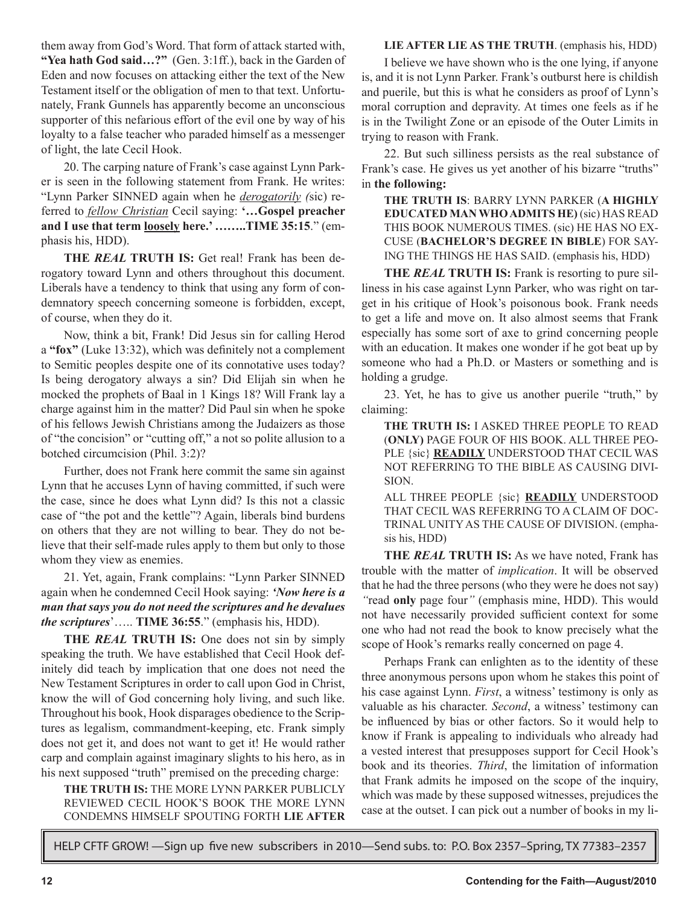them away from God's Word. That form of attack started with, **"Yea hath God said…?"** (Gen. 3:1ff.), back in the Garden of Eden and now focuses on attacking either the text of the New Testament itself or the obligation of men to that text. Unfortunately, Frank Gunnels has apparently become an unconscious supporter of this nefarious effort of the evil one by way of his loyalty to a false teacher who paraded himself as a messenger of light, the late Cecil Hook.

20. The carping nature of Frank's case against Lynn Parker is seen in the following statement from Frank. He writes: "Lynn Parker SINNED again when he ***derogatorily*** *(*sic) referred to ***fellow Christian*** Cecil saying: **'…Gospel preacher and I use that term loosely here.' ……..TIME 35:15**." (emphasis his, HDD).

**THE *REAL* TRUTH IS:** Get real! Frank has been derogatory toward Lynn and others throughout this document. Liberals have a tendency to think that using any form of condemnatory speech concerning someone is forbidden, except, of course, when they do it.

Now, think a bit, Frank! Did Jesus sin for calling Herod a **"fox"** (Luke 13:32), which was definitely not a complement to Semitic peoples despite one of its connotative uses today? Is being derogatory always a sin? Did Elijah sin when he mocked the prophets of Baal in 1 Kings 18? Will Frank lay a charge against him in the matter? Did Paul sin when he spoke of his fellows Jewish Christians among the Judaizers as those of "the concision" or "cutting off," a not so polite allusion to a botched circumcision (Phil. 3:2)?

Further, does not Frank here commit the same sin against Lynn that he accuses Lynn of having committed, if such were the case, since he does what Lynn did? Is this not a classic case of "the pot and the kettle"? Again, liberals bind burdens on others that they are not willing to bear. They do not believe that their self-made rules apply to them but only to those whom they view as enemies.

21. Yet, again, Frank complains: "Lynn Parker SINNED again when he condemned Cecil Hook saying: ***'Now here is a man that says you do not need the scriptures and he devalues the scriptures***'….. **TIME 36:55**." (emphasis his, HDD).

**THE *REAL* TRUTH IS:** One does not sin by simply speaking the truth. We have established that Cecil Hook definitely did teach by implication that one does not need the New Testament Scriptures in order to call upon God in Christ, know the will of God concerning holy living, and such like. Throughout his book, Hook disparages obedience to the Scriptures as legalism, commandment-keeping, etc. Frank simply does not get it, and does not want to get it! He would rather carp and complain against imaginary slights to his hero, as in his next supposed "truth" premised on the preceding charge:

> **THE TRUTH IS:** THE MORE LYNN PARKER PUBLICLY REVIEWED CECIL HOOK'S BOOK THE MORE LYNN CONDEMNS HIMSELF SPOUTING FORTH **LIE AFTER LIE AS THE TRUTH**. (emphasis his, HDD)

I believe we have shown who is the one lying, if anyone is, and it is not Lynn Parker. Frank's outburst here is childish and puerile, but this is what he considers as proof of Lynn's moral corruption and depravity. At times one feels as if he is in the Twilight Zone or an episode of the Outer Limits in trying to reason with Frank.

22. But such silliness persists as the real substance of Frank's case. He gives us yet another of his bizarre "truths" in **the following:**

> **THE TRUTH IS**: BARRY LYNN PARKER (**A HIGHLY EDUCATED MAN WHO ADMITS HE)** (sic) HAS READ THIS BOOK NUMEROUS TIMES. (sic) HE HAS NO EXCUSE (**BACHELOR'S DEGREE IN BIBLE**) FOR SAYING THE THINGS HE HAS SAID. (emphasis his, HDD)

**THE *REAL* TRUTH IS:** Frank is resorting to pure silliness in his case against Lynn Parker, who was right on target in his critique of Hook's poisonous book. Frank needs to get a life and move on. It also almost seems that Frank especially has some sort of axe to grind concerning people with an education. It makes one wonder if he got beat up by someone who had a Ph.D. or Masters or something and is holding a grudge.

23. Yet, he has to give us another puerile "truth," by claiming:

> **THE TRUTH IS:** I ASKED THREE PEOPLE TO READ (**ONLY)** PAGE FOUR OF HIS BOOK. ALL THREE PEOPLE {sic} **READILY** UNDERSTOOD THAT CECIL WAS NOT REFERRING TO THE BIBLE AS CAUSING DIVISION.
>
> ALL THREE PEOPLE {sic} **READILY** UNDERSTOOD THAT CECIL WAS REFERRING TO A CLAIM OF DOCTRINAL UNITY AS THE CAUSE OF DIVISION. (emphasis his, HDD)

**THE *REAL* TRUTH IS:** As we have noted, Frank has trouble with the matter of *implication*. It will be observed that he had the three persons (who they were he does not say) *"*read **only** page four*"* (emphasis mine, HDD). This would not have necessarily provided sufficient context for some one who had not read the book to know precisely what the scope of Hook's remarks really concerned on page 4.

Perhaps Frank can enlighten as to the identity of these three anonymous persons upon whom he stakes this point of his case against Lynn. *First*, a witness' testimony is only as valuable as his character. *Second*, a witness' testimony can be influenced by bias or other factors. So it would help to know if Frank is appealing to individuals who already had a vested interest that presupposes support for Cecil Hook's book and its theories. *Third*, the limitation of information that Frank admits he imposed on the scope of the inquiry, which was made by these supposed witnesses, prejudices the case at the outset. I can pick out a number of books in my li-

HELP CFTF GROW! —Sign up five new subscribers in 2010—Send subs. to: P.O. Box 2357–Spring, TX 77383–2357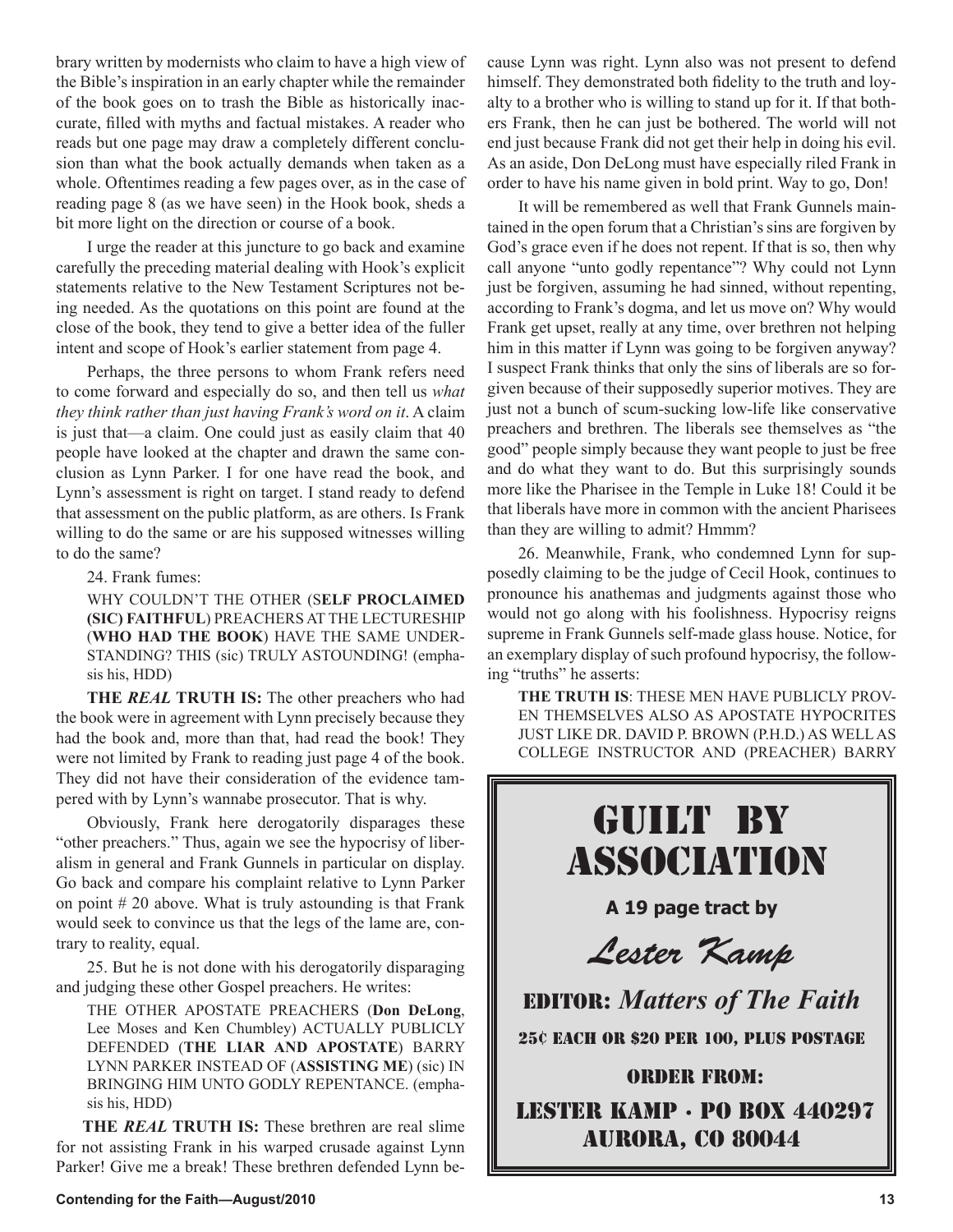brary written by modernists who claim to have a high view of the Bible's inspiration in an early chapter while the remainder of the book goes on to trash the Bible as historically inaccurate, filled with myths and factual mistakes. A reader who reads but one page may draw a completely different conclusion than what the book actually demands when taken as a whole. Oftentimes reading a few pages over, as in the case of reading page 8 (as we have seen) in the Hook book, sheds a bit more light on the direction or course of a book.

I urge the reader at this juncture to go back and examine carefully the preceding material dealing with Hook's explicit statements relative to the New Testament Scriptures not being needed. As the quotations on this point are found at the close of the book, they tend to give a better idea of the fuller intent and scope of Hook's earlier statement from page 4.

Perhaps, the three persons to whom Frank refers need to come forward and especially do so, and then tell us *what they think rather than just having Frank's word on it*. A claim is just that—a claim. One could just as easily claim that 40 people have looked at the chapter and drawn the same conclusion as Lynn Parker. I for one have read the book, and Lynn's assessment is right on target. I stand ready to defend that assessment on the public platform, as are others. Is Frank willing to do the same or are his supposed witnesses willing to do the same?

24. Frank fumes:

> WHY COULDN'T THE OTHER (S**ELF PROCLAIMED (SIC) FAITHFUL**) PREACHERS AT THE LECTURESHIP (**WHO HAD THE BOOK**) HAVE THE SAME UNDERSTANDING? THIS (sic) TRULY ASTOUNDING! (emphasis his, HDD)

**THE *REAL* TRUTH IS:** The other preachers who had the book were in agreement with Lynn precisely because they had the book and, more than that, had read the book! They were not limited by Frank to reading just page 4 of the book. They did not have their consideration of the evidence tampered with by Lynn's wannabe prosecutor. That is why.

Obviously, Frank here derogatorily disparages these "other preachers." Thus, again we see the hypocrisy of liberalism in general and Frank Gunnels in particular on display. Go back and compare his complaint relative to Lynn Parker on point # 20 above. What is truly astounding is that Frank would seek to convince us that the legs of the lame are, contrary to reality, equal.

25. But he is not done with his derogatorily disparaging and judging these other Gospel preachers. He writes:

> THE OTHER APOSTATE PREACHERS (**Don DeLong**, Lee Moses and Ken Chumbley) ACTUALLY PUBLICLY DEFENDED (**THE LIAR AND APOSTATE**) BARRY LYNN PARKER INSTEAD OF (**ASSISTING ME**) (sic) IN BRINGING HIM UNTO GODLY REPENTANCE. (emphasis his, HDD)

**THE *REAL* TRUTH IS:** These brethren are real slime for not assisting Frank in his warped crusade against Lynn Parker! Give me a break! These brethren defended Lynn because Lynn was right. Lynn also was not present to defend himself. They demonstrated both fidelity to the truth and loyalty to a brother who is willing to stand up for it. If that bothers Frank, then he can just be bothered. The world will not end just because Frank did not get their help in doing his evil. As an aside, Don DeLong must have especially riled Frank in order to have his name given in bold print. Way to go, Don!

It will be remembered as well that Frank Gunnels maintained in the open forum that a Christian's sins are forgiven by God's grace even if he does not repent. If that is so, then why call anyone "unto godly repentance"? Why could not Lynn just be forgiven, assuming he had sinned, without repenting, according to Frank's dogma, and let us move on? Why would Frank get upset, really at any time, over brethren not helping him in this matter if Lynn was going to be forgiven anyway? I suspect Frank thinks that only the sins of liberals are so forgiven because of their supposedly superior motives. They are just not a bunch of scum-sucking low-life like conservative preachers and brethren. The liberals see themselves as "the good" people simply because they want people to just be free and do what they want to do. But this surprisingly sounds more like the Pharisee in the Temple in Luke 18! Could it be that liberals have more in common with the ancient Pharisees than they are willing to admit? Hmmm?

26. Meanwhile, Frank, who condemned Lynn for supposedly claiming to be the judge of Cecil Hook, continues to pronounce his anathemas and judgments against those who would not go along with his foolishness. Hypocrisy reigns supreme in Frank Gunnels self-made glass house. Notice, for an exemplary display of such profound hypocrisy, the following "truths" he asserts:

> **THE TRUTH IS**: THESE MEN HAVE PUBLICLY PROVEN THEMSELVES ALSO AS APOSTATE HYPOCRITES JUST LIKE DR. DAVID P. BROWN (P.H.D.) AS WELL AS COLLEGE INSTRUCTOR AND (PREACHER) BARRY

---

# GUILT BY ASSOCIATION

**A 19 page tract by**

*Lester Kamp*

**EDITOR:** ***Matters of The Faith***

25¢ EACH OR $20 PER 100, PLUS POSTAGE

ORDER FROM:

LESTER KAMP · PO BOX 440297
AURORA, CO 80044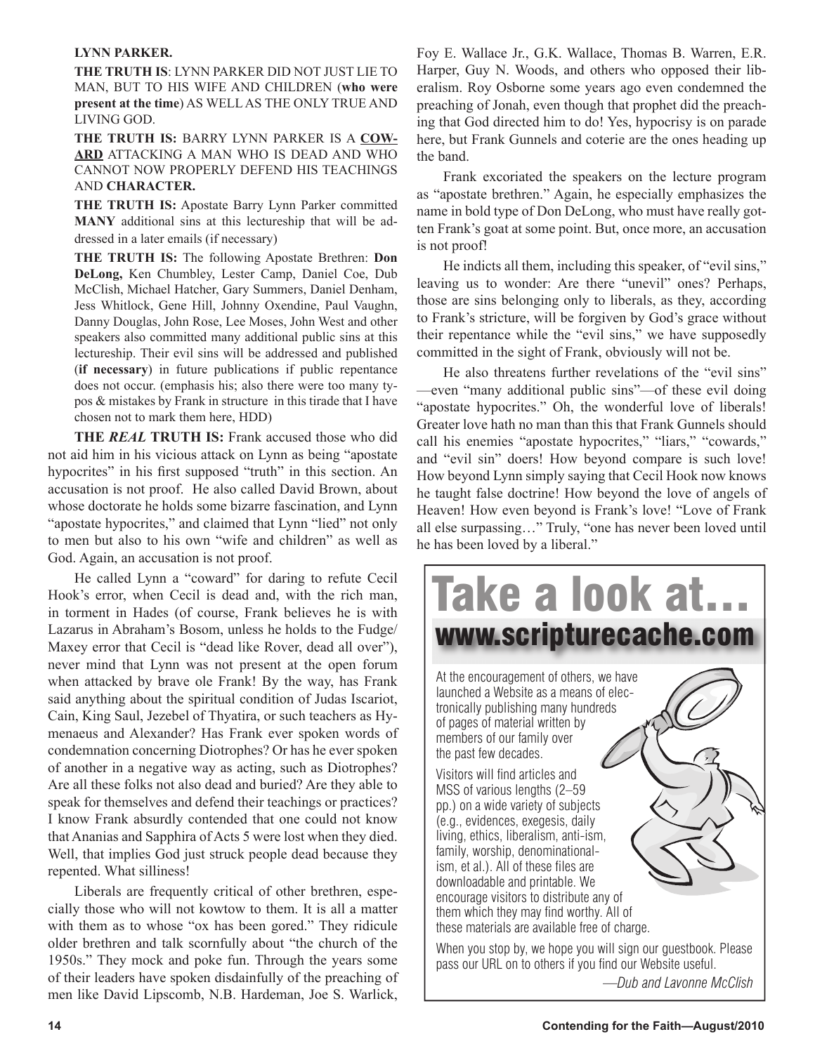**LYNN PARKER.**

**THE TRUTH IS**: LYNN PARKER DID NOT JUST LIE TO MAN, BUT TO HIS WIFE AND CHILDREN (**who were present at the time**) AS WELL AS THE ONLY TRUE AND LIVING GOD.

**THE TRUTH IS:** BARRY LYNN PARKER IS A **COWARD** ATTACKING A MAN WHO IS DEAD AND WHO CANNOT NOW PROPERLY DEFEND HIS TEACHINGS AND **CHARACTER.**

**THE TRUTH IS:** Apostate Barry Lynn Parker committed **MANY** additional sins at this lectureship that will be addressed in a later emails (if necessary)

**THE TRUTH IS:** The following Apostate Brethren: **Don DeLong,** Ken Chumbley, Lester Camp, Daniel Coe, Dub McClish, Michael Hatcher, Gary Summers, Daniel Denham, Jess Whitlock, Gene Hill, Johnny Oxendine, Paul Vaughn, Danny Douglas, John Rose, Lee Moses, John West and other speakers also committed many additional public sins at this lectureship. Their evil sins will be addressed and published (**if necessary**) in future publications if public repentance does not occur. (emphasis his; also there were too many typos & mistakes by Frank in structure in this tirade that I have chosen not to mark them here, HDD)

**THE *REAL* TRUTH IS:** Frank accused those who did not aid him in his vicious attack on Lynn as being "apostate hypocrites" in his first supposed "truth" in this section. An accusation is not proof. He also called David Brown, about whose doctorate he holds some bizarre fascination, and Lynn "apostate hypocrites," and claimed that Lynn "lied" not only to men but also to his own "wife and children" as well as God. Again, an accusation is not proof.

He called Lynn a "coward" for daring to refute Cecil Hook's error, when Cecil is dead and, with the rich man, in torment in Hades (of course, Frank believes he is with Lazarus in Abraham's Bosom, unless he holds to the Fudge/Maxey error that Cecil is "dead like Rover, dead all over"), never mind that Lynn was not present at the open forum when attacked by brave ole Frank! By the way, has Frank said anything about the spiritual condition of Judas Iscariot, Cain, King Saul, Jezebel of Thyatira, or such teachers as Hymenaeus and Alexander? Has Frank ever spoken words of condemnation concerning Diotrophes? Or has he ever spoken of another in a negative way as acting, such as Diotrophes? Are all these folks not also dead and buried? Are they able to speak for themselves and defend their teachings or practices? I know Frank absurdly contended that one could not know that Ananias and Sapphira of Acts 5 were lost when they died. Well, that implies God just struck people dead because they repented. What silliness!

Liberals are frequently critical of other brethren, especially those who will not kowtow to them. It is all a matter with them as to whose "ox has been gored." They ridicule older brethren and talk scornfully about "the church of the 1950s." They mock and poke fun. Through the years some of their leaders have spoken disdainfully of the preaching of men like David Lipscomb, N.B. Hardeman, Joe S. Warlick, Foy E. Wallace Jr., G.K. Wallace, Thomas B. Warren, E.R. Harper, Guy N. Woods, and others who opposed their liberalism. Roy Osborne some years ago even condemned the preaching of Jonah, even though that prophet did the preaching that God directed him to do! Yes, hypocrisy is on parade here, but Frank Gunnels and coterie are the ones heading up the band.

Frank excoriated the speakers on the lecture program as "apostate brethren." Again, he especially emphasizes the name in bold type of Don DeLong, who must have really gotten Frank's goat at some point. But, once more, an accusation is not proof!

He indicts them all, including this speaker, of "evil sins," leaving us to wonder: Are there "unevil" ones? Perhaps, those are sins belonging only to liberals, as they, according to Frank's stricture, will be forgiven by God's grace without their repentance while the "evil sins," we have supposedly committed in the sight of Frank, obviously will not be.

He also threatens further revelations of the "evil sins" —even "many additional public sins"—of these evil doing "apostate hypocrites." Oh, the wonderful love of liberals! Greater love hath no man than this that Frank Gunnels should call his enemies "apostate hypocrites," "liars," "cowards," and "evil sin" doers! How beyond compare is such love! How beyond Lynn simply saying that Cecil Hook now knows he taught false doctrine! How beyond the love of angels of Heaven! How even beyond is Frank's love! "Love of Frank all else surpassing…" Truly, "one has never been loved until he has been loved by a liberal."

---

# Take a look at…

## www.scripturecache.com

At the encouragement of others, we have launched a Website as a means of electronically publishing many hundreds of pages of material written by members of our family over the past few decades.

Visitors will find articles and MSS of various lengths (2–59 pp.) on a wide variety of subjects (e.g., evidences, exegesis, daily living, ethics, liberalism, anti-ism, family, worship, denominationalism, et al.). All of these files are downloadable and printable. We encourage visitors to distribute any of them which they may find worthy. All of these materials are available free of charge.

When you stop by, we hope you will sign our guestbook. Please pass our URL on to others if you find our Website useful.

*—Dub and Lavonne McClish*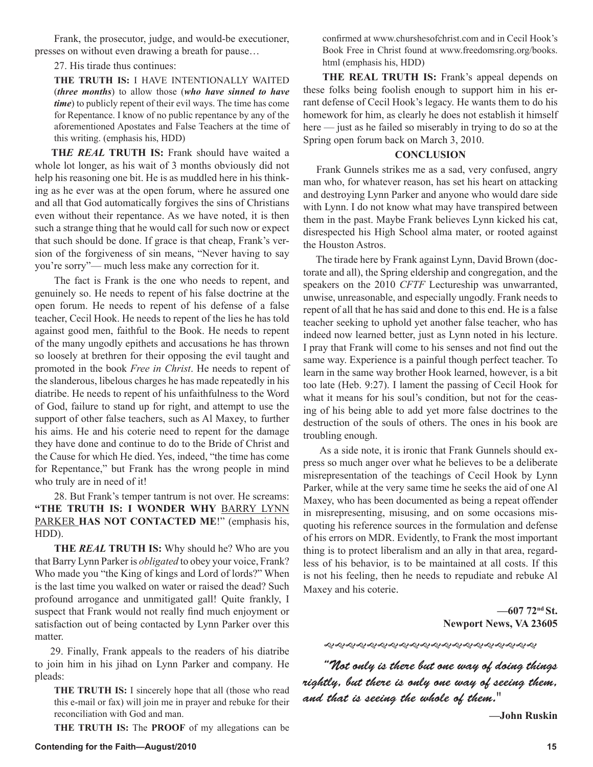Frank, the prosecutor, judge, and would-be executioner, presses on without even drawing a breath for pause…

27. His tirade thus continues:

> **THE TRUTH IS:** I HAVE INTENTIONALLY WAITED (***three months***) to allow those (***who have sinned to have time***) to publicly repent of their evil ways. The time has come for Repentance. I know of no public repentance by any of the aforementioned Apostates and False Teachers at the time of this writing. (emphasis his, HDD)

**TH*E REAL* TRUTH IS:** Frank should have waited a whole lot longer, as his wait of 3 months obviously did not help his reasoning one bit. He is as muddled here in his thinking as he ever was at the open forum, where he assured one and all that God automatically forgives the sins of Christians even without their repentance. As we have noted, it is then such a strange thing that he would call for such now or expect that such should be done. If grace is that cheap, Frank's version of the forgiveness of sin means, "Never having to say you're sorry"— much less make any correction for it.

The fact is Frank is the one who needs to repent, and genuinely so. He needs to repent of his false doctrine at the open forum. He needs to repent of his defense of a false teacher, Cecil Hook. He needs to repent of the lies he has told against good men, faithful to the Book. He needs to repent of the many ungodly epithets and accusations he has thrown so loosely at brethren for their opposing the evil taught and promoted in the book *Free in Christ*. He needs to repent of the slanderous, libelous charges he has made repeatedly in his diatribe. He needs to repent of his unfaithfulness to the Word of God, failure to stand up for right, and attempt to use the support of other false teachers, such as Al Maxey, to further his aims. He and his coterie need to repent for the damage they have done and continue to do to the Bride of Christ and the Cause for which He died. Yes, indeed, "the time has come for Repentance," but Frank has the wrong people in mind who truly are in need of it!

28. But Frank's temper tantrum is not over. He screams: **"THE TRUTH IS: I WONDER WHY** <u>BARRY LYNN PARKER</u> **HAS NOT CONTACTED ME**!" (emphasis his, HDD).

**THE *REAL* TRUTH IS:** Why should he? Who are you that Barry Lynn Parker is *obligated* to obey your voice, Frank? Who made you "the King of kings and Lord of lords?" When is the last time you walked on water or raised the dead? Such profound arrogance and unmitigated gall! Quite frankly, I suspect that Frank would not really find much enjoyment or satisfaction out of being contacted by Lynn Parker over this matter.

29. Finally, Frank appeals to the readers of his diatribe to join him in his jihad on Lynn Parker and company. He pleads:

> **THE TRUTH IS:** I sincerely hope that all (those who read this e-mail or fax) will join me in prayer and rebuke for their reconciliation with God and man.
>
> **THE TRUTH IS:** The **PROOF** of my allegations can be confirmed at www.churshesofchrist.com and in Cecil Hook's Book Free in Christ found at www.freedomsring.org/books.html (emphasis his, HDD)

**THE REAL TRUTH IS:** Frank's appeal depends on these folks being foolish enough to support him in his errant defense of Cecil Hook's legacy. He wants them to do his homework for him, as clearly he does not establish it himself here — just as he failed so miserably in trying to do so at the Spring open forum back on March 3, 2010.

## CONCLUSION

Frank Gunnels strikes me as a sad, very confused, angry man who, for whatever reason, has set his heart on attacking and destroying Lynn Parker and anyone who would dare side with Lynn. I do not know what may have transpired between them in the past. Maybe Frank believes Lynn kicked his cat, disrespected his High School alma mater, or rooted against the Houston Astros.

The tirade here by Frank against Lynn, David Brown (doctorate and all), the Spring eldership and congregation, and the speakers on the 2010 *CFTF* Lectureship was unwarranted, unwise, unreasonable, and especially ungodly. Frank needs to repent of all that he has said and done to this end. He is a false teacher seeking to uphold yet another false teacher, who has indeed now learned better, just as Lynn noted in his lecture. I pray that Frank will come to his senses and not find out the same way. Experience is a painful though perfect teacher. To learn in the same way brother Hook learned, however, is a bit too late (Heb. 9:27). I lament the passing of Cecil Hook for what it means for his soul's condition, but not for the ceasing of his being able to add yet more false doctrines to the destruction of the souls of others. The ones in his book are troubling enough.

As a side note, it is ironic that Frank Gunnels should express so much anger over what he believes to be a deliberate misrepresentation of the teachings of Cecil Hook by Lynn Parker, while at the very same time he seeks the aid of one Al Maxey, who has been documented as being a repeat offender in misrepresenting, misusing, and on some occasions misquoting his reference sources in the formulation and defense of his errors on MDR. Evidently, to Frank the most important thing is to protect liberalism and an ally in that area, regardless of his behavior, is to be maintained at all costs. If this is not his feeling, then he needs to repudiate and rebuke Al Maxey and his coterie.

**—607 72nd St.**
**Newport News, VA 23605**

---

*"Not only is there but one way of doing things rightly, but there is only one way of seeing them, and that is seeing the whole of them."*

**—John Ruskin**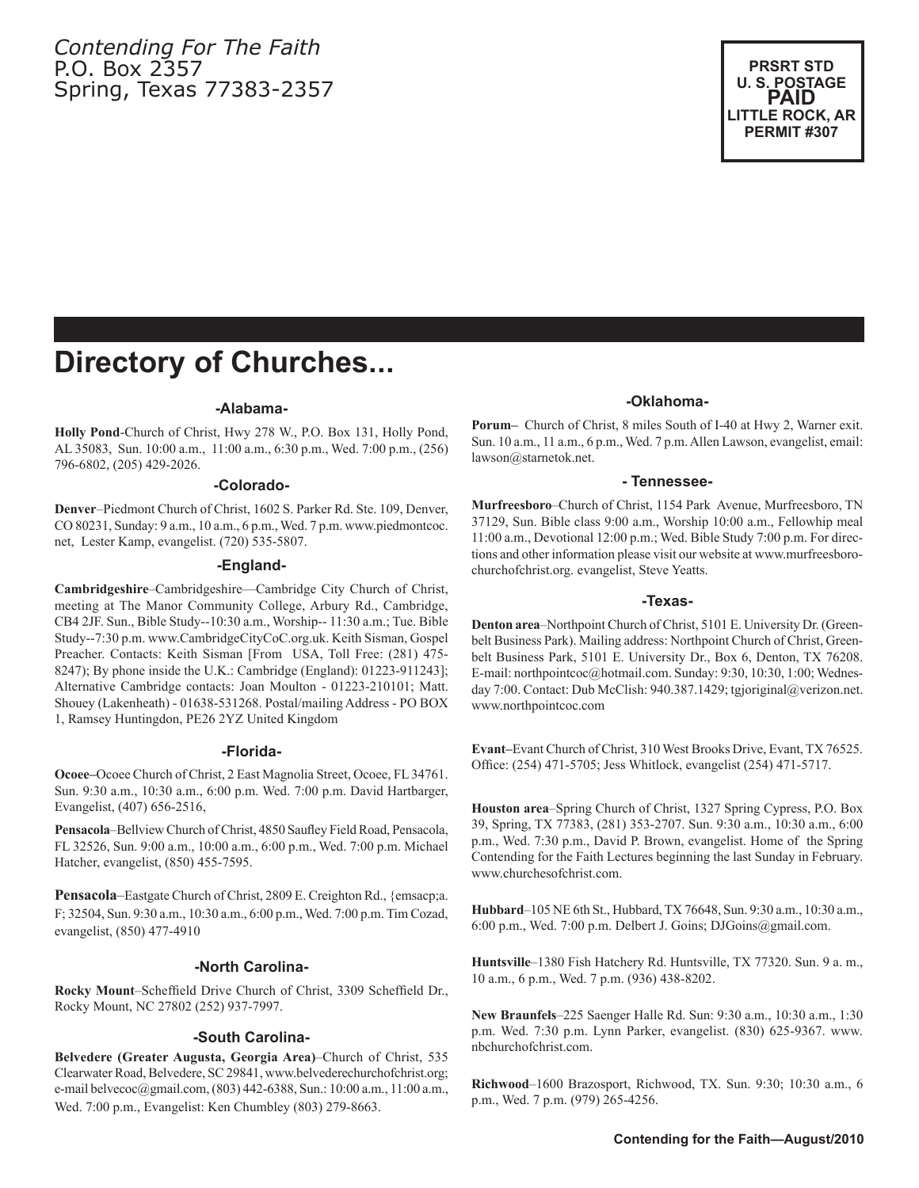*Contending For The Faith*
P.O. Box 2357
Spring, Texas 77383-2357

PRSRT STD
U. S. POSTAGE
**PAID**
LITTLE ROCK, AR
PERMIT #307

# Directory of Churches...

### -Alabama-

**Holly Pond**-Church of Christ, Hwy 278 W., P.O. Box 131, Holly Pond, AL 35083, Sun. 10:00 a.m., 11:00 a.m., 6:30 p.m., Wed. 7:00 p.m., (256) 796-6802, (205) 429-2026.

### -Colorado-

**Denver**–Piedmont Church of Christ, 1602 S. Parker Rd. Ste. 109, Denver, CO 80231, Sunday: 9 a.m., 10 a.m., 6 p.m., Wed. 7 p.m. www.piedmontcoc.net, Lester Kamp, evangelist. (720) 535-5807.

### -England-

**Cambridgeshire**–Cambridgeshire—Cambridge City Church of Christ, meeting at The Manor Community College, Arbury Rd., Cambridge, CB4 2JF. Sun., Bible Study--10:30 a.m., Worship-- 11:30 a.m.; Tue. Bible Study--7:30 p.m. www.CambridgeCityCoC.org.uk. Keith Sisman, Gospel Preacher. Contacts: Keith Sisman [From USA, Toll Free: (281) 475-8247); By phone inside the U.K.: Cambridge (England): 01223-911243]; Alternative Cambridge contacts: Joan Moulton - 01223-210101; Matt. Shouey (Lakenheath) - 01638-531268. Postal/mailing Address - PO BOX 1, Ramsey Huntingdon, PE26 2YZ United Kingdom

### -Florida-

**Ocoee–**Ocoee Church of Christ, 2 East Magnolia Street, Ocoee, FL 34761. Sun. 9:30 a.m., 10:30 a.m., 6:00 p.m. Wed. 7:00 p.m. David Hartbarger, Evangelist, (407) 656-2516,

**Pensacola**–Bellview Church of Christ, 4850 Saufley Field Road, Pensacola, FL 32526, Sun. 9:00 a.m., 10:00 a.m., 6:00 p.m., Wed. 7:00 p.m. Michael Hatcher, evangelist, (850) 455-7595.

**Pensacola**–Eastgate Church of Christ, 2809 E. Creighton Rd., {emsacp;a. F; 32504, Sun. 9:30 a.m., 10:30 a.m., 6:00 p.m., Wed. 7:00 p.m. Tim Cozad, evangelist, (850) 477-4910

### -North Carolina-

**Rocky Mount**–Scheffield Drive Church of Christ, 3309 Scheffield Dr., Rocky Mount, NC 27802 (252) 937-7997.

### -South Carolina-

**Belvedere (Greater Augusta, Georgia Area)**–Church of Christ, 535 Clearwater Road, Belvedere, SC 29841, www.belvederechurchofchrist.org; e-mail belvecoc@gmail.com, (803) 442-6388, Sun.: 10:00 a.m., 11:00 a.m., Wed. 7:00 p.m., Evangelist: Ken Chumbley (803) 279-8663.

### -Oklahoma-

**Porum–** Church of Christ, 8 miles South of I-40 at Hwy 2, Warner exit. Sun. 10 a.m., 11 a.m., 6 p.m., Wed. 7 p.m. Allen Lawson, evangelist, email: lawson@starnetok.net.

### - Tennessee-

**Murfreesboro**–Church of Christ, 1154 Park Avenue, Murfreesboro, TN 37129, Sun. Bible class 9:00 a.m., Worship 10:00 a.m., Fellowhip meal 11:00 a.m., Devotional 12:00 p.m.; Wed. Bible Study 7:00 p.m. For directions and other information please visit our website at www.murfreesborochurchofchrist.org. evangelist, Steve Yeatts.

### -Texas-

**Denton area**–Northpoint Church of Christ, 5101 E. University Dr. (Greenbelt Business Park). Mailing address: Northpoint Church of Christ, Greenbelt Business Park, 5101 E. University Dr., Box 6, Denton, TX 76208. E-mail: northpointcoc@hotmail.com. Sunday: 9:30, 10:30, 1:00; Wednesday 7:00. Contact: Dub McClish: 940.387.1429; tgjoriginal@verizon.net. www.northpointcoc.com

**Evant–**Evant Church of Christ, 310 West Brooks Drive, Evant, TX 76525. Office: (254) 471-5705; Jess Whitlock, evangelist (254) 471-5717.

**Houston area**–Spring Church of Christ, 1327 Spring Cypress, P.O. Box 39, Spring, TX 77383, (281) 353-2707. Sun. 9:30 a.m., 10:30 a.m., 6:00 p.m., Wed. 7:30 p.m., David P. Brown, evangelist. Home of the Spring Contending for the Faith Lectures beginning the last Sunday in February. www.churchesofchrist.com.

**Hubbard**–105 NE 6th St., Hubbard, TX 76648, Sun. 9:30 a.m., 10:30 a.m., 6:00 p.m., Wed. 7:00 p.m. Delbert J. Goins; DJGoins@gmail.com.

**Huntsville**–1380 Fish Hatchery Rd. Huntsville, TX 77320. Sun. 9 a. m., 10 a.m., 6 p.m., Wed. 7 p.m. (936) 438-8202.

**New Braunfels**–225 Saenger Halle Rd. Sun: 9:30 a.m., 10:30 a.m., 1:30 p.m. Wed. 7:30 p.m. Lynn Parker, evangelist. (830) 625-9367. www.nbchurchofchrist.com.

**Richwood**–1600 Brazosport, Richwood, TX. Sun. 9:30; 10:30 a.m., 6 p.m., Wed. 7 p.m. (979) 265-4256.